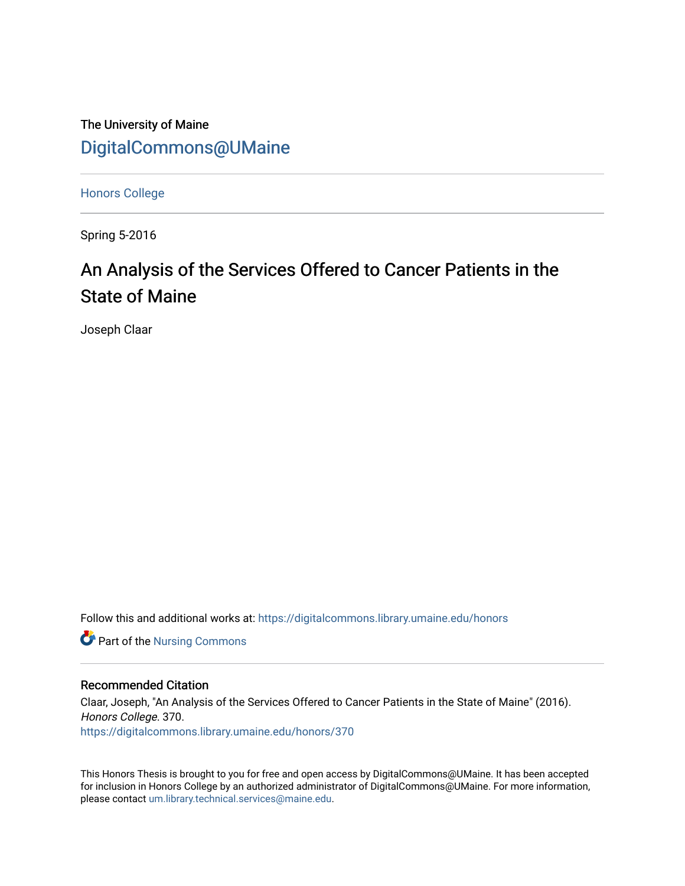The University of Maine

DigitalCommons@UMaine

Honors College

Spring 5-2016

# An Analysis of the Services Offered to Cancer Patients in the State of Maine

Joseph Claar

Follow this and additional works at: https://digitalcommons.library.umaine.edu/honors

Part of the Nursing Commons

## Recommended Citation

Claar, Joseph, "An Analysis of the Services Offered to Cancer Patients in the State of Maine" (2016). *Honors College*. 370.
https://digitalcommons.library.umaine.edu/honors/370

This Honors Thesis is brought to you for free and open access by DigitalCommons@UMaine. It has been accepted for inclusion in Honors College by an authorized administrator of DigitalCommons@UMaine. For more information, please contact um.library.technical.services@maine.edu.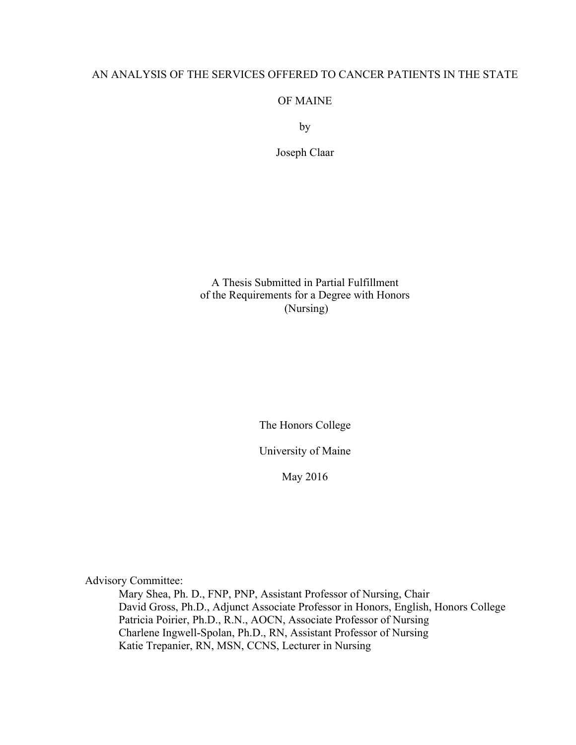# AN ANALYSIS OF THE SERVICES OFFERED TO CANCER PATIENTS IN THE STATE OF MAINE

by

Joseph Claar

A Thesis Submitted in Partial Fulfillment
of the Requirements for a Degree with Honors
(Nursing)

The Honors College

University of Maine

May 2016

Advisory Committee:

Mary Shea, Ph. D., FNP, PNP, Assistant Professor of Nursing, Chair
David Gross, Ph.D., Adjunct Associate Professor in Honors, English, Honors College
Patricia Poirier, Ph.D., R.N., AOCN, Associate Professor of Nursing
Charlene Ingwell-Spolan, Ph.D., RN, Assistant Professor of Nursing
Katie Trepanier, RN, MSN, CCNS, Lecturer in Nursing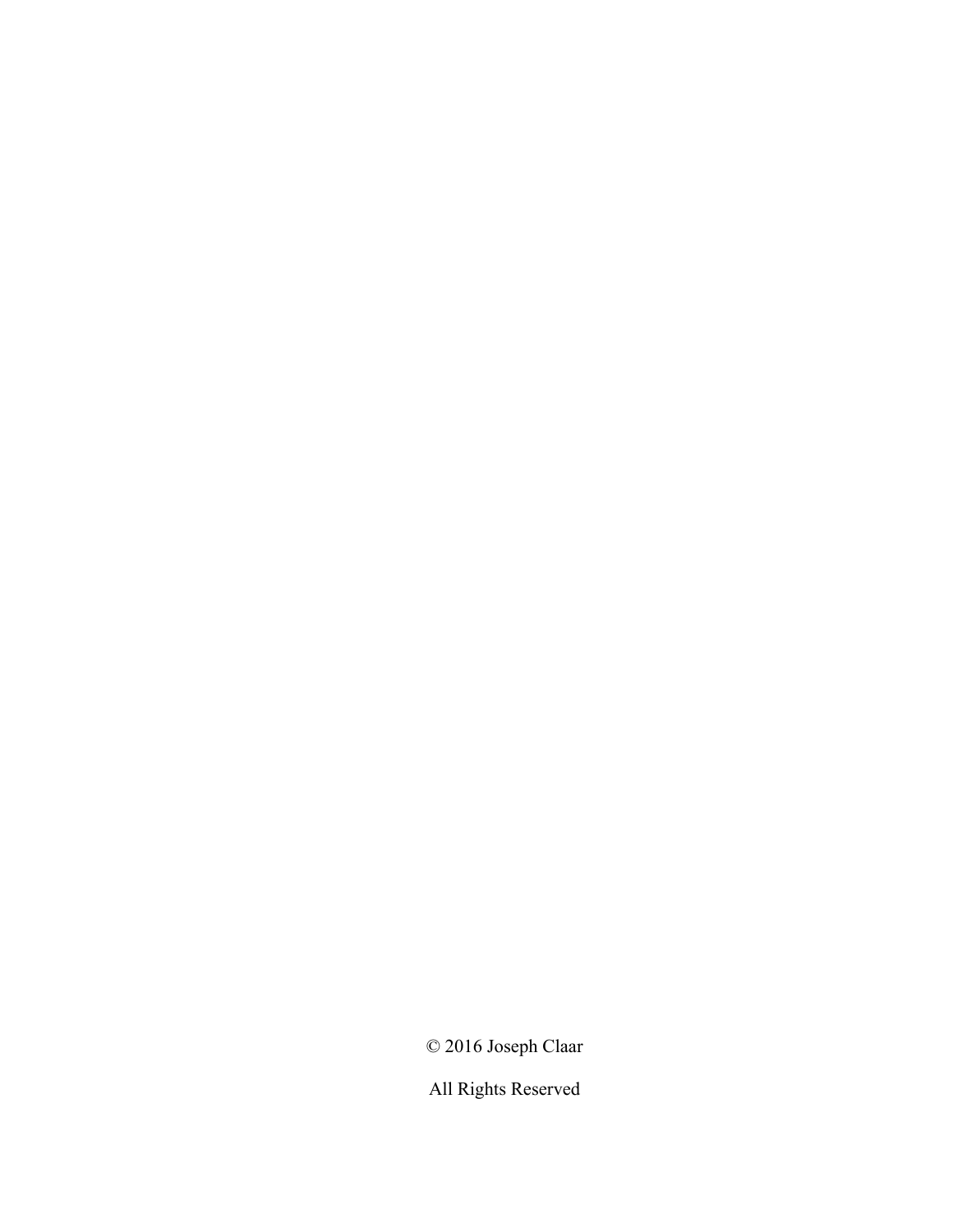© 2016 Joseph Claar

All Rights Reserved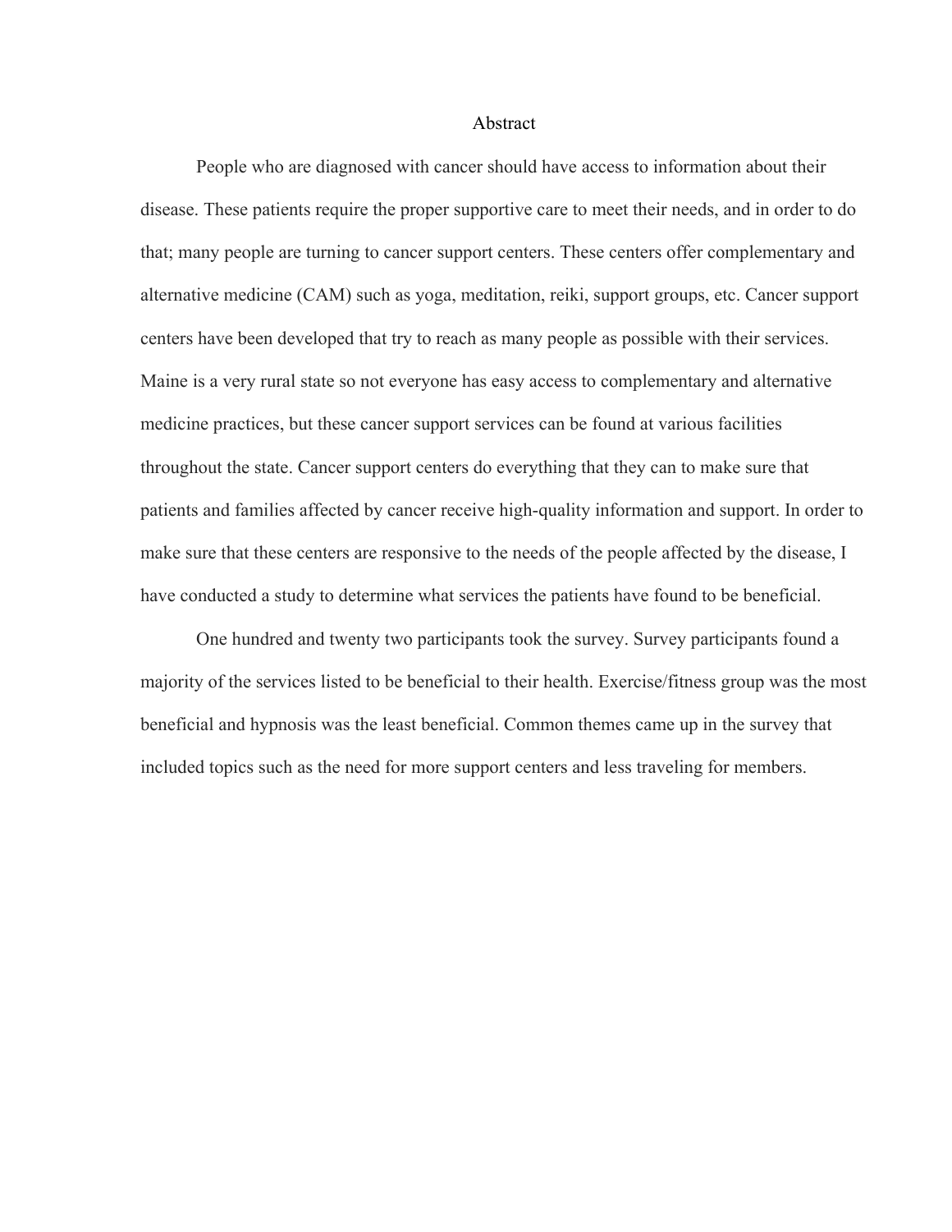## Abstract

People who are diagnosed with cancer should have access to information about their disease. These patients require the proper supportive care to meet their needs, and in order to do that; many people are turning to cancer support centers. These centers offer complementary and alternative medicine (CAM) such as yoga, meditation, reiki, support groups, etc. Cancer support centers have been developed that try to reach as many people as possible with their services. Maine is a very rural state so not everyone has easy access to complementary and alternative medicine practices, but these cancer support services can be found at various facilities throughout the state. Cancer support centers do everything that they can to make sure that patients and families affected by cancer receive high-quality information and support. In order to make sure that these centers are responsive to the needs of the people affected by the disease, I have conducted a study to determine what services the patients have found to be beneficial.

One hundred and twenty two participants took the survey. Survey participants found a majority of the services listed to be beneficial to their health. Exercise/fitness group was the most beneficial and hypnosis was the least beneficial. Common themes came up in the survey that included topics such as the need for more support centers and less traveling for members.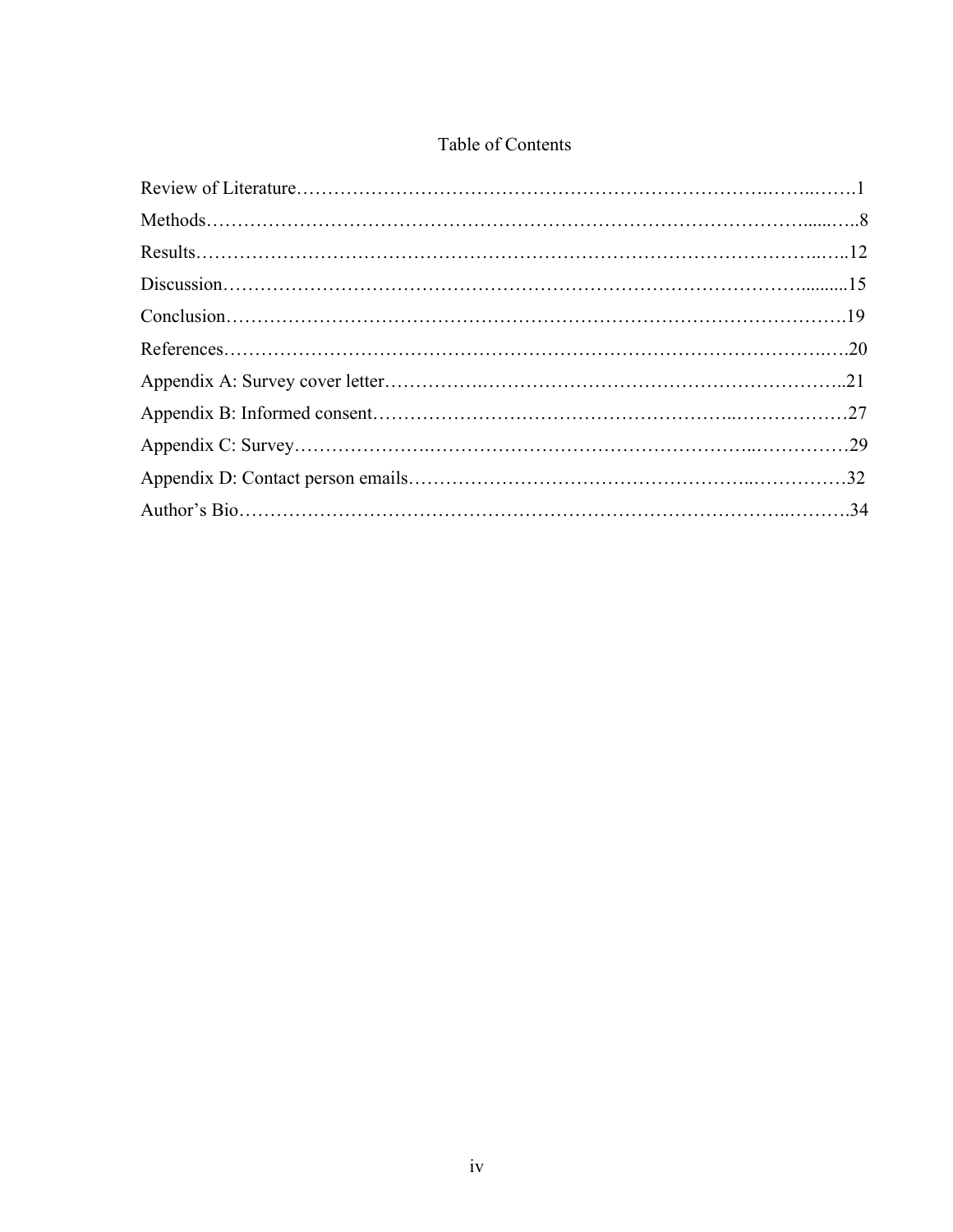# Table of Contents

Review of Literature……………………………………………………………….……..…….1

Methods…………………………………………………………………………………......…..8

Results………………………………………………………………………………………..…..12

Discussion……………………………………………………………………………….........15

Conclusion……………………………………………………………………………………….19

References………………………………………………………………………………….….20

Appendix A: Survey cover letter…………….…………………………………………………..21

Appendix B: Informed consent…………………………………………………...………………27

Appendix C: Survey………………….……………………………………………..……………29

Appendix D: Contact person emails……………………………………………..……………32

Author's Bio………………………………………………………………………..……….34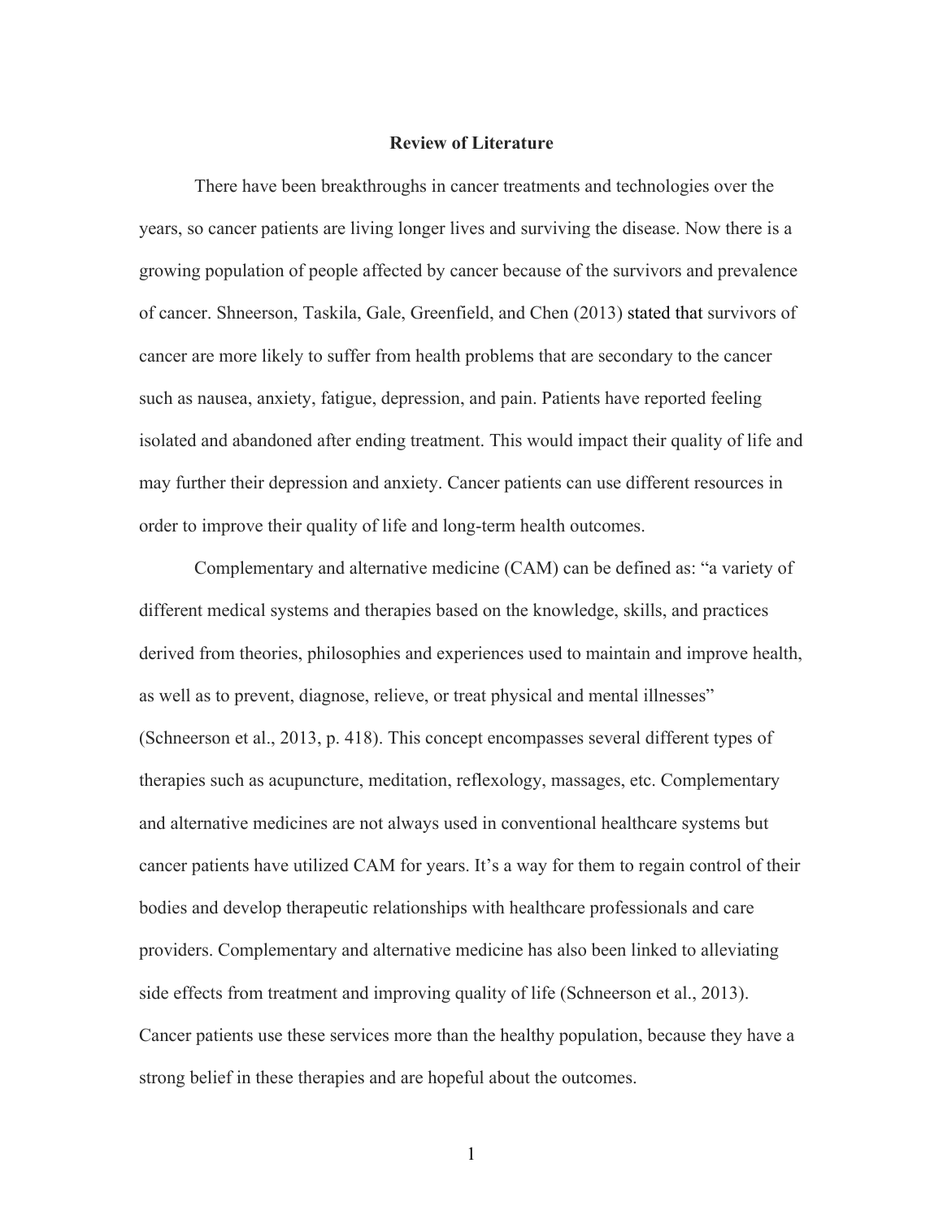## Review of Literature

There have been breakthroughs in cancer treatments and technologies over the years, so cancer patients are living longer lives and surviving the disease. Now there is a growing population of people affected by cancer because of the survivors and prevalence of cancer. Shneerson, Taskila, Gale, Greenfield, and Chen (2013) stated that survivors of cancer are more likely to suffer from health problems that are secondary to the cancer such as nausea, anxiety, fatigue, depression, and pain. Patients have reported feeling isolated and abandoned after ending treatment. This would impact their quality of life and may further their depression and anxiety. Cancer patients can use different resources in order to improve their quality of life and long-term health outcomes.

Complementary and alternative medicine (CAM) can be defined as: "a variety of different medical systems and therapies based on the knowledge, skills, and practices derived from theories, philosophies and experiences used to maintain and improve health, as well as to prevent, diagnose, relieve, or treat physical and mental illnesses" (Schneerson et al., 2013, p. 418). This concept encompasses several different types of therapies such as acupuncture, meditation, reflexology, massages, etc. Complementary and alternative medicines are not always used in conventional healthcare systems but cancer patients have utilized CAM for years. It's a way for them to regain control of their bodies and develop therapeutic relationships with healthcare professionals and care providers. Complementary and alternative medicine has also been linked to alleviating side effects from treatment and improving quality of life (Schneerson et al., 2013). Cancer patients use these services more than the healthy population, because they have a strong belief in these therapies and are hopeful about the outcomes.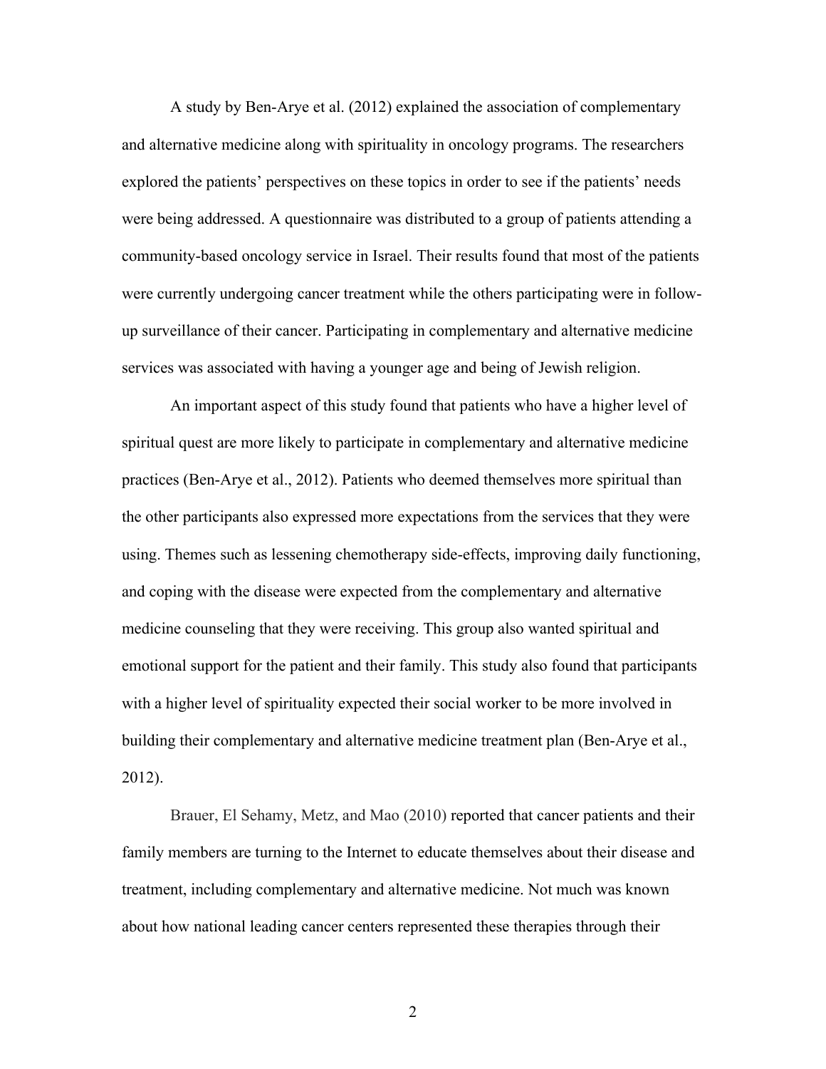A study by Ben-Arye et al. (2012) explained the association of complementary and alternative medicine along with spirituality in oncology programs. The researchers explored the patients' perspectives on these topics in order to see if the patients' needs were being addressed. A questionnaire was distributed to a group of patients attending a community-based oncology service in Israel. Their results found that most of the patients were currently undergoing cancer treatment while the others participating were in follow-up surveillance of their cancer. Participating in complementary and alternative medicine services was associated with having a younger age and being of Jewish religion.

An important aspect of this study found that patients who have a higher level of spiritual quest are more likely to participate in complementary and alternative medicine practices (Ben-Arye et al., 2012). Patients who deemed themselves more spiritual than the other participants also expressed more expectations from the services that they were using. Themes such as lessening chemotherapy side-effects, improving daily functioning, and coping with the disease were expected from the complementary and alternative medicine counseling that they were receiving. This group also wanted spiritual and emotional support for the patient and their family. This study also found that participants with a higher level of spirituality expected their social worker to be more involved in building their complementary and alternative medicine treatment plan (Ben-Arye et al., 2012).

Brauer, El Sehamy, Metz, and Mao (2010) reported that cancer patients and their family members are turning to the Internet to educate themselves about their disease and treatment, including complementary and alternative medicine. Not much was known about how national leading cancer centers represented these therapies through their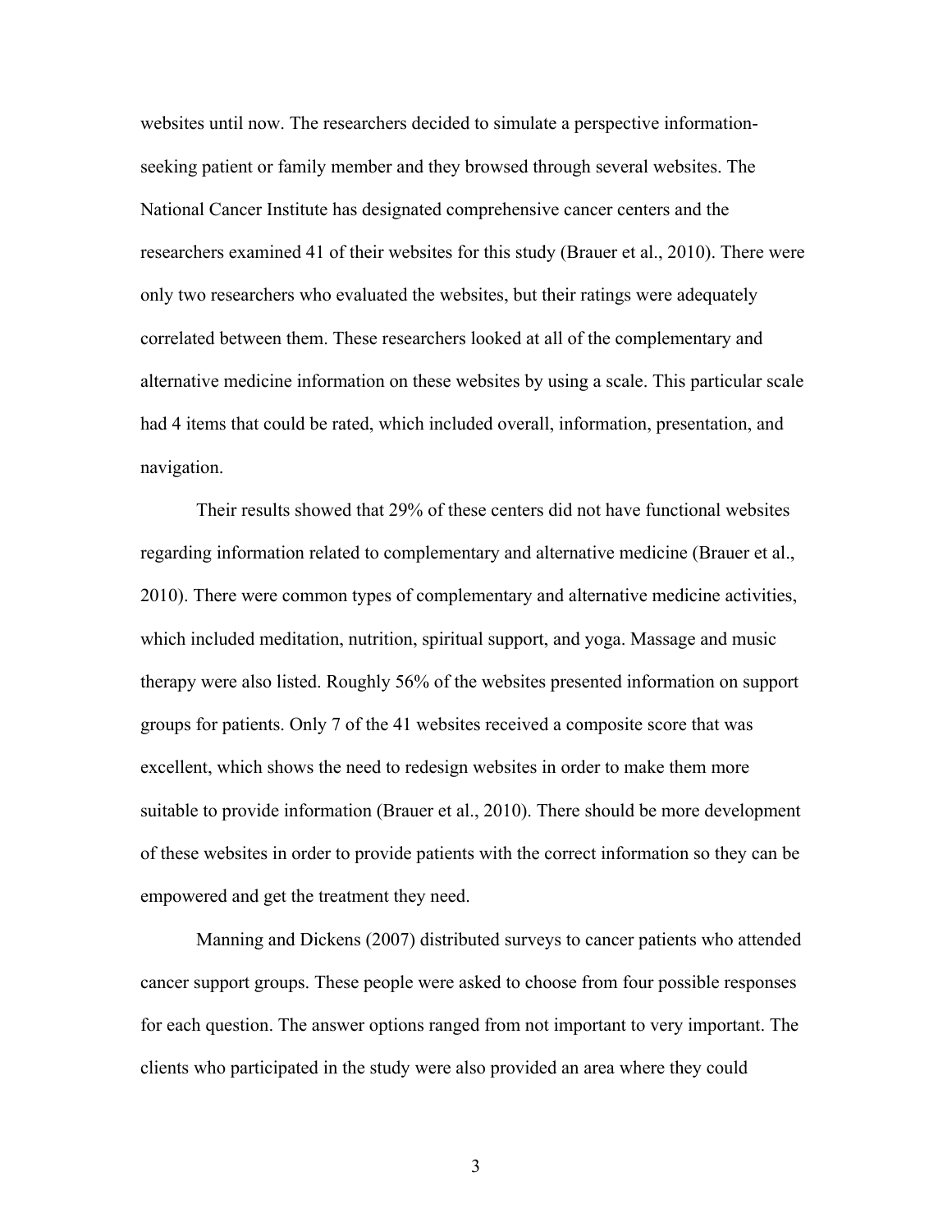websites until now. The researchers decided to simulate a perspective information-seeking patient or family member and they browsed through several websites. The National Cancer Institute has designated comprehensive cancer centers and the researchers examined 41 of their websites for this study (Brauer et al., 2010). There were only two researchers who evaluated the websites, but their ratings were adequately correlated between them. These researchers looked at all of the complementary and alternative medicine information on these websites by using a scale. This particular scale had 4 items that could be rated, which included overall, information, presentation, and navigation.

Their results showed that 29% of these centers did not have functional websites regarding information related to complementary and alternative medicine (Brauer et al., 2010). There were common types of complementary and alternative medicine activities, which included meditation, nutrition, spiritual support, and yoga. Massage and music therapy were also listed. Roughly 56% of the websites presented information on support groups for patients. Only 7 of the 41 websites received a composite score that was excellent, which shows the need to redesign websites in order to make them more suitable to provide information (Brauer et al., 2010). There should be more development of these websites in order to provide patients with the correct information so they can be empowered and get the treatment they need.

Manning and Dickens (2007) distributed surveys to cancer patients who attended cancer support groups. These people were asked to choose from four possible responses for each question. The answer options ranged from not important to very important. The clients who participated in the study were also provided an area where they could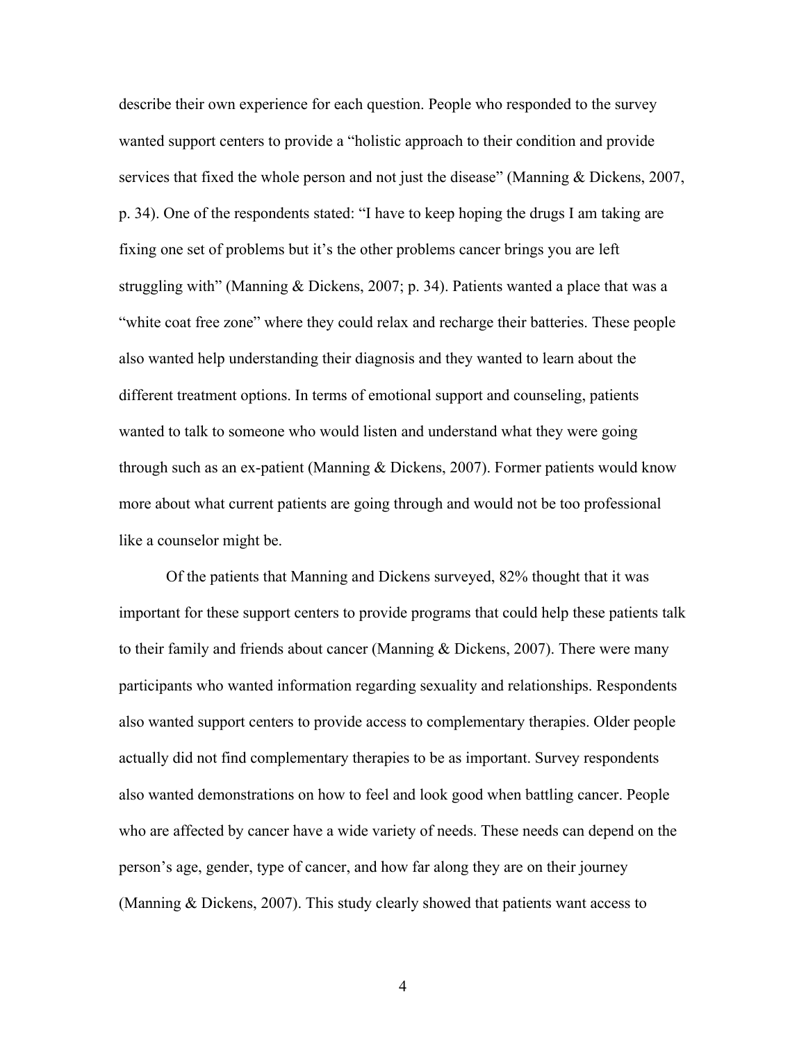describe their own experience for each question. People who responded to the survey wanted support centers to provide a "holistic approach to their condition and provide services that fixed the whole person and not just the disease" (Manning & Dickens, 2007, p. 34). One of the respondents stated: "I have to keep hoping the drugs I am taking are fixing one set of problems but it's the other problems cancer brings you are left struggling with" (Manning & Dickens, 2007; p. 34). Patients wanted a place that was a "white coat free zone" where they could relax and recharge their batteries. These people also wanted help understanding their diagnosis and they wanted to learn about the different treatment options. In terms of emotional support and counseling, patients wanted to talk to someone who would listen and understand what they were going through such as an ex-patient (Manning & Dickens, 2007). Former patients would know more about what current patients are going through and would not be too professional like a counselor might be.

Of the patients that Manning and Dickens surveyed, 82% thought that it was important for these support centers to provide programs that could help these patients talk to their family and friends about cancer (Manning & Dickens, 2007). There were many participants who wanted information regarding sexuality and relationships. Respondents also wanted support centers to provide access to complementary therapies. Older people actually did not find complementary therapies to be as important. Survey respondents also wanted demonstrations on how to feel and look good when battling cancer. People who are affected by cancer have a wide variety of needs. These needs can depend on the person's age, gender, type of cancer, and how far along they are on their journey (Manning & Dickens, 2007). This study clearly showed that patients want access to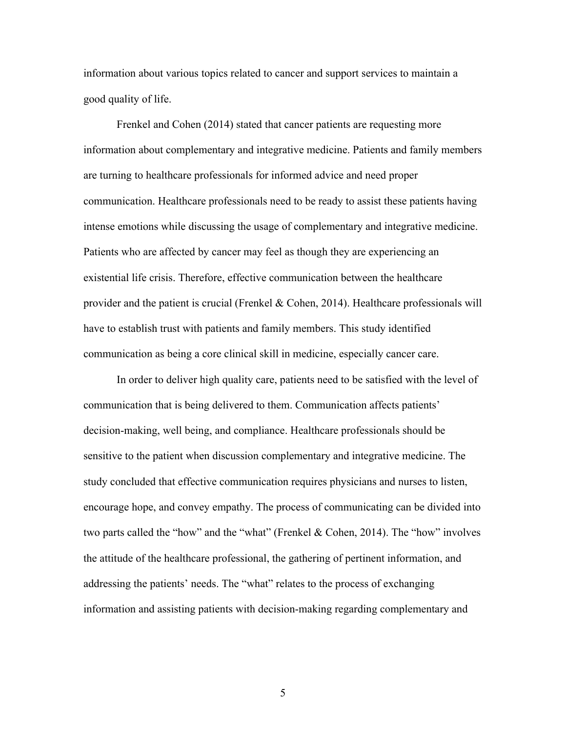information about various topics related to cancer and support services to maintain a good quality of life.

Frenkel and Cohen (2014) stated that cancer patients are requesting more information about complementary and integrative medicine. Patients and family members are turning to healthcare professionals for informed advice and need proper communication. Healthcare professionals need to be ready to assist these patients having intense emotions while discussing the usage of complementary and integrative medicine. Patients who are affected by cancer may feel as though they are experiencing an existential life crisis. Therefore, effective communication between the healthcare provider and the patient is crucial (Frenkel & Cohen, 2014). Healthcare professionals will have to establish trust with patients and family members. This study identified communication as being a core clinical skill in medicine, especially cancer care.

In order to deliver high quality care, patients need to be satisfied with the level of communication that is being delivered to them. Communication affects patients' decision-making, well being, and compliance. Healthcare professionals should be sensitive to the patient when discussion complementary and integrative medicine. The study concluded that effective communication requires physicians and nurses to listen, encourage hope, and convey empathy. The process of communicating can be divided into two parts called the "how" and the "what" (Frenkel & Cohen, 2014). The "how" involves the attitude of the healthcare professional, the gathering of pertinent information, and addressing the patients' needs. The "what" relates to the process of exchanging information and assisting patients with decision-making regarding complementary and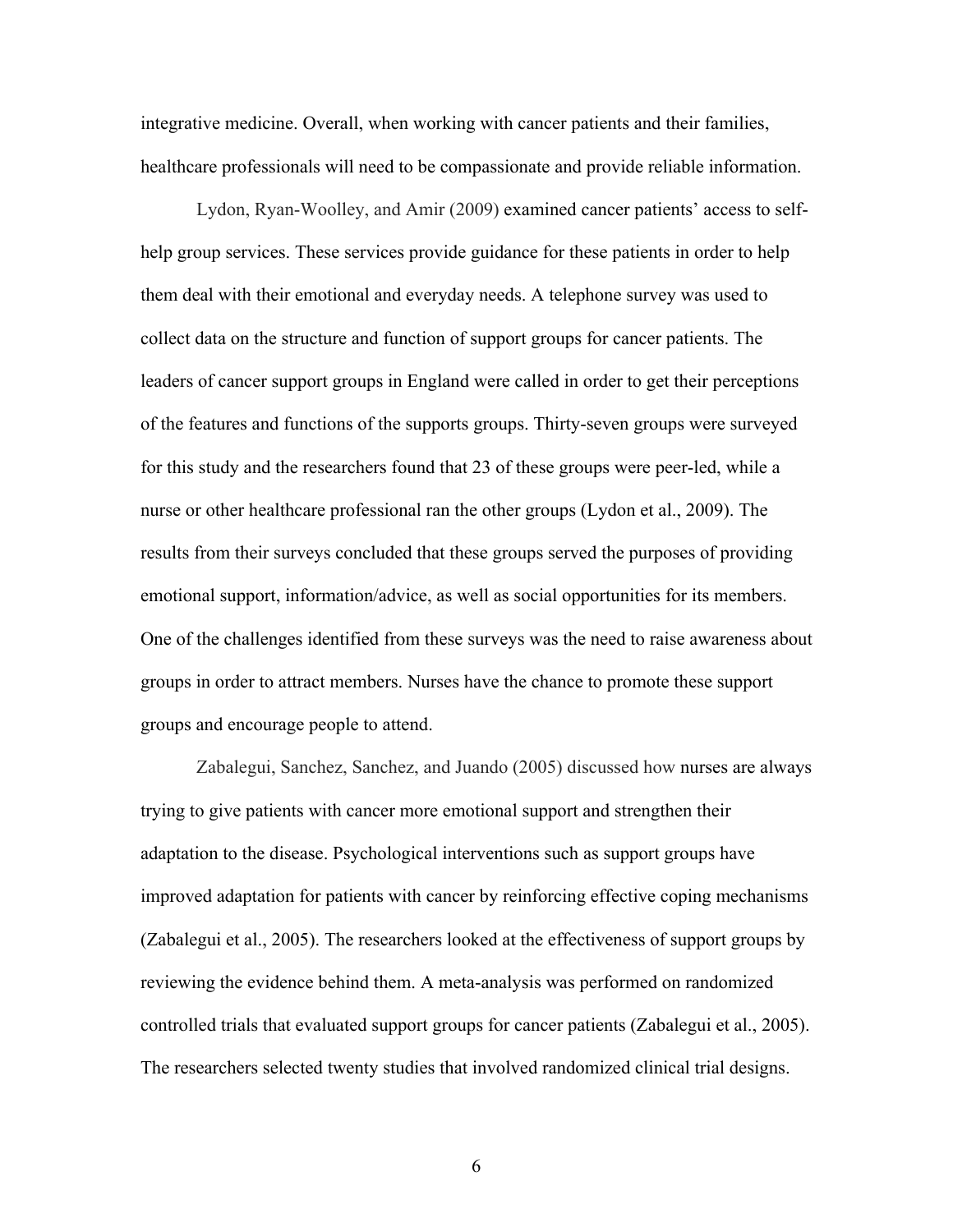integrative medicine. Overall, when working with cancer patients and their families, healthcare professionals will need to be compassionate and provide reliable information.

Lydon, Ryan-Woolley, and Amir (2009) examined cancer patients' access to self-help group services. These services provide guidance for these patients in order to help them deal with their emotional and everyday needs. A telephone survey was used to collect data on the structure and function of support groups for cancer patients. The leaders of cancer support groups in England were called in order to get their perceptions of the features and functions of the supports groups. Thirty-seven groups were surveyed for this study and the researchers found that 23 of these groups were peer-led, while a nurse or other healthcare professional ran the other groups (Lydon et al., 2009). The results from their surveys concluded that these groups served the purposes of providing emotional support, information/advice, as well as social opportunities for its members. One of the challenges identified from these surveys was the need to raise awareness about groups in order to attract members. Nurses have the chance to promote these support groups and encourage people to attend.

Zabalegui, Sanchez, Sanchez, and Juando (2005) discussed how nurses are always trying to give patients with cancer more emotional support and strengthen their adaptation to the disease. Psychological interventions such as support groups have improved adaptation for patients with cancer by reinforcing effective coping mechanisms (Zabalegui et al., 2005). The researchers looked at the effectiveness of support groups by reviewing the evidence behind them. A meta-analysis was performed on randomized controlled trials that evaluated support groups for cancer patients (Zabalegui et al., 2005). The researchers selected twenty studies that involved randomized clinical trial designs.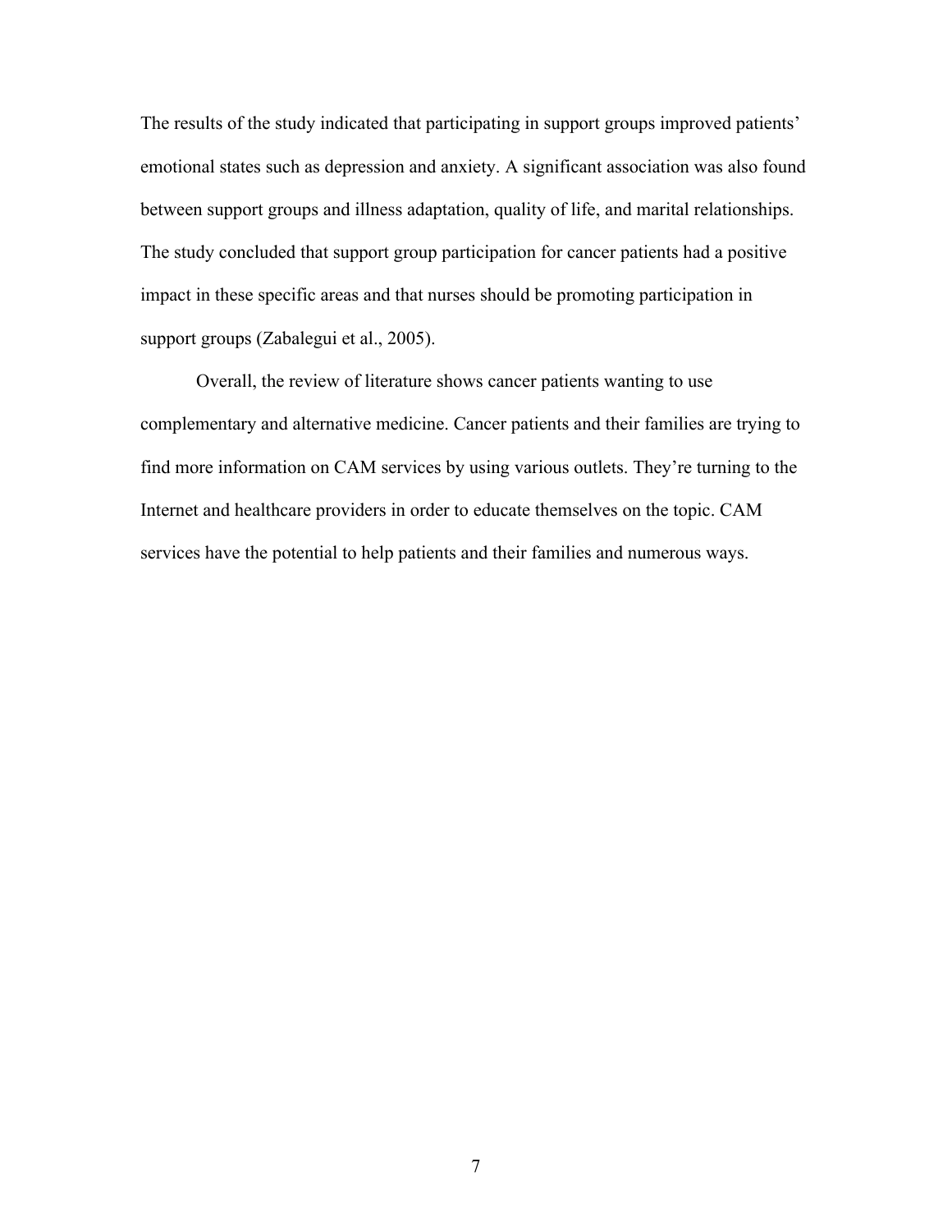The results of the study indicated that participating in support groups improved patients' emotional states such as depression and anxiety. A significant association was also found between support groups and illness adaptation, quality of life, and marital relationships. The study concluded that support group participation for cancer patients had a positive impact in these specific areas and that nurses should be promoting participation in support groups (Zabalegui et al., 2005).

Overall, the review of literature shows cancer patients wanting to use complementary and alternative medicine. Cancer patients and their families are trying to find more information on CAM services by using various outlets. They're turning to the Internet and healthcare providers in order to educate themselves on the topic. CAM services have the potential to help patients and their families and numerous ways.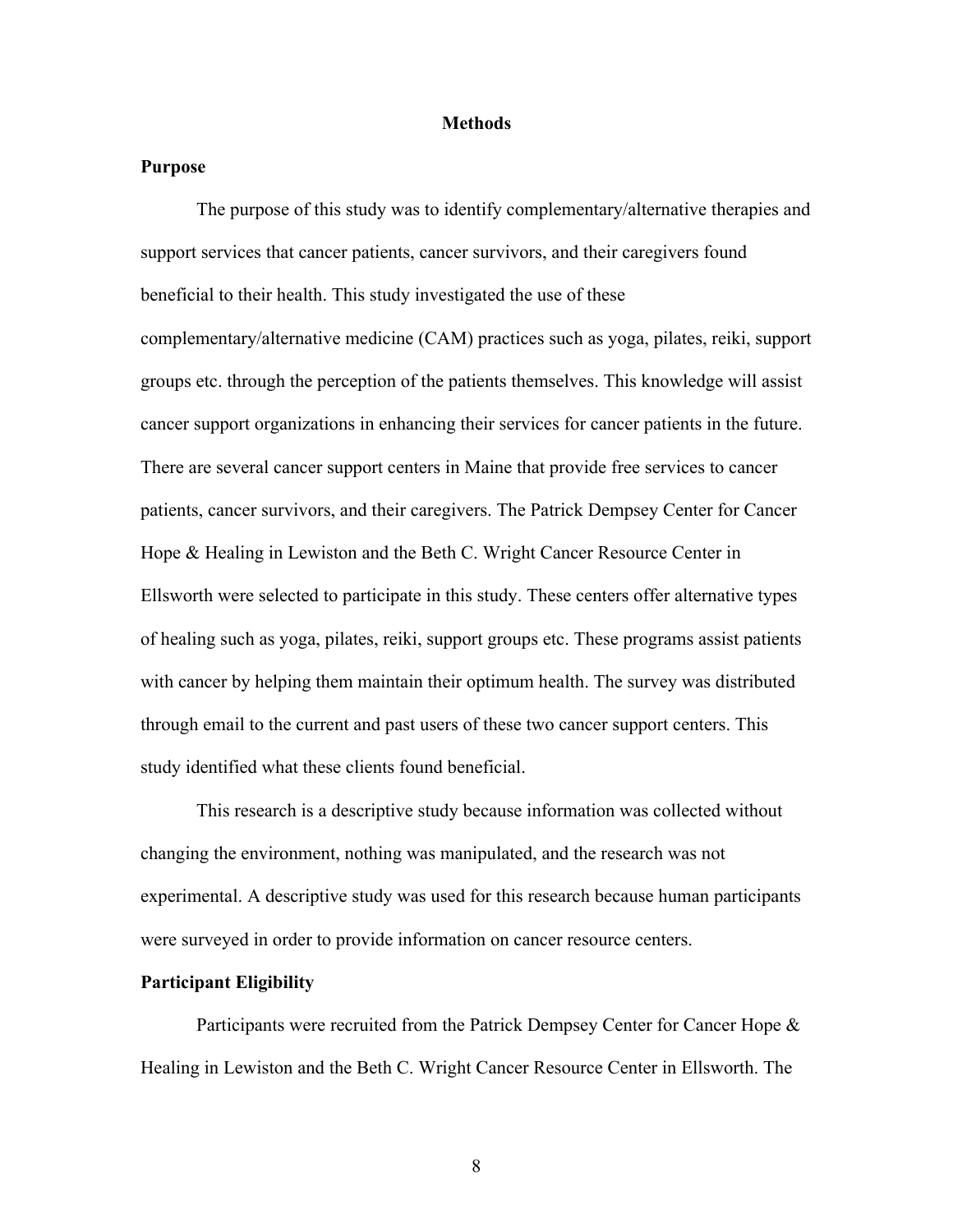# Methods

## Purpose

The purpose of this study was to identify complementary/alternative therapies and support services that cancer patients, cancer survivors, and their caregivers found beneficial to their health. This study investigated the use of these complementary/alternative medicine (CAM) practices such as yoga, pilates, reiki, support groups etc. through the perception of the patients themselves. This knowledge will assist cancer support organizations in enhancing their services for cancer patients in the future. There are several cancer support centers in Maine that provide free services to cancer patients, cancer survivors, and their caregivers. The Patrick Dempsey Center for Cancer Hope & Healing in Lewiston and the Beth C. Wright Cancer Resource Center in Ellsworth were selected to participate in this study. These centers offer alternative types of healing such as yoga, pilates, reiki, support groups etc. These programs assist patients with cancer by helping them maintain their optimum health. The survey was distributed through email to the current and past users of these two cancer support centers. This study identified what these clients found beneficial.

This research is a descriptive study because information was collected without changing the environment, nothing was manipulated, and the research was not experimental. A descriptive study was used for this research because human participants were surveyed in order to provide information on cancer resource centers.

## Participant Eligibility

Participants were recruited from the Patrick Dempsey Center for Cancer Hope & Healing in Lewiston and the Beth C. Wright Cancer Resource Center in Ellsworth. The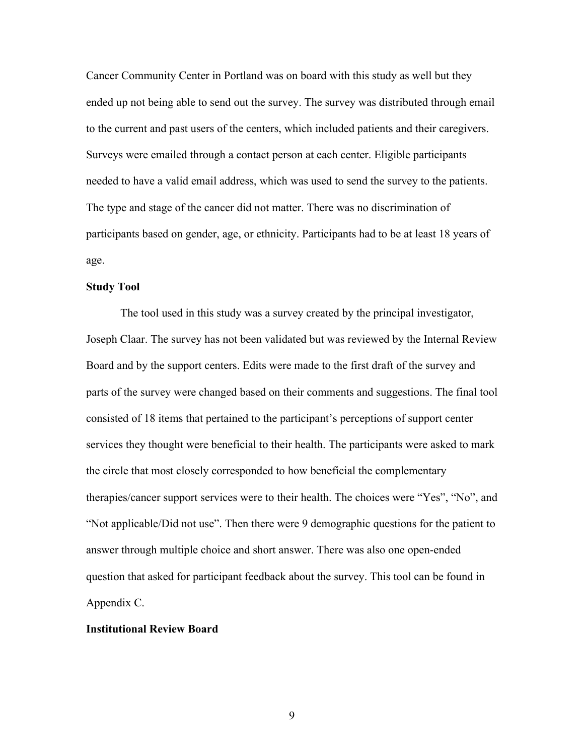Cancer Community Center in Portland was on board with this study as well but they ended up not being able to send out the survey. The survey was distributed through email to the current and past users of the centers, which included patients and their caregivers. Surveys were emailed through a contact person at each center. Eligible participants needed to have a valid email address, which was used to send the survey to the patients. The type and stage of the cancer did not matter. There was no discrimination of participants based on gender, age, or ethnicity. Participants had to be at least 18 years of age.

**Study Tool**

The tool used in this study was a survey created by the principal investigator, Joseph Claar. The survey has not been validated but was reviewed by the Internal Review Board and by the support centers. Edits were made to the first draft of the survey and parts of the survey were changed based on their comments and suggestions. The final tool consisted of 18 items that pertained to the participant's perceptions of support center services they thought were beneficial to their health. The participants were asked to mark the circle that most closely corresponded to how beneficial the complementary therapies/cancer support services were to their health. The choices were "Yes", "No", and "Not applicable/Did not use". Then there were 9 demographic questions for the patient to answer through multiple choice and short answer. There was also one open-ended question that asked for participant feedback about the survey. This tool can be found in Appendix C.

**Institutional Review Board**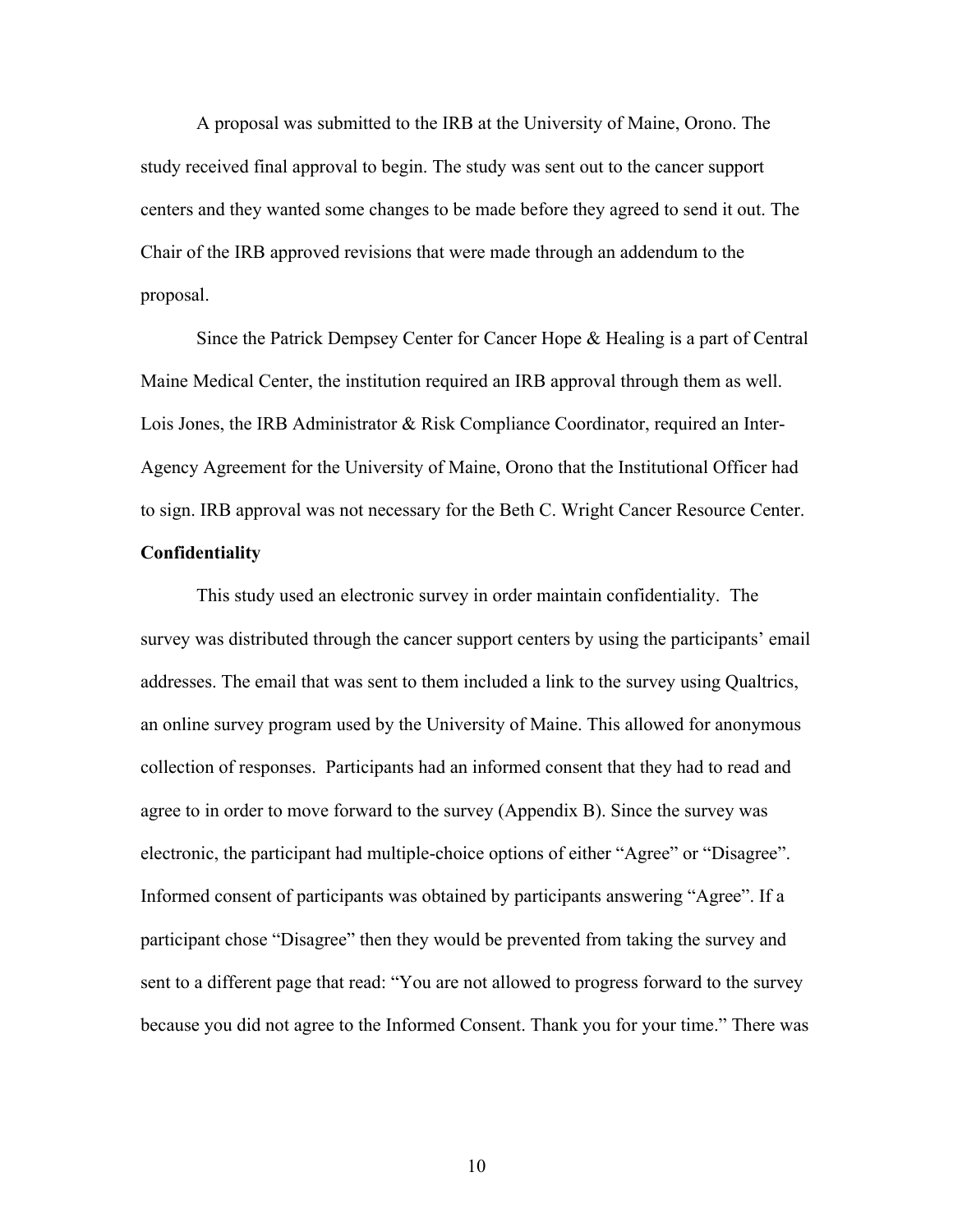A proposal was submitted to the IRB at the University of Maine, Orono. The study received final approval to begin. The study was sent out to the cancer support centers and they wanted some changes to be made before they agreed to send it out. The Chair of the IRB approved revisions that were made through an addendum to the proposal.

Since the Patrick Dempsey Center for Cancer Hope & Healing is a part of Central Maine Medical Center, the institution required an IRB approval through them as well. Lois Jones, the IRB Administrator & Risk Compliance Coordinator, required an Inter-Agency Agreement for the University of Maine, Orono that the Institutional Officer had to sign. IRB approval was not necessary for the Beth C. Wright Cancer Resource Center.

**Confidentiality**

This study used an electronic survey in order maintain confidentiality. The survey was distributed through the cancer support centers by using the participants' email addresses. The email that was sent to them included a link to the survey using Qualtrics, an online survey program used by the University of Maine. This allowed for anonymous collection of responses. Participants had an informed consent that they had to read and agree to in order to move forward to the survey (Appendix B). Since the survey was electronic, the participant had multiple-choice options of either "Agree" or "Disagree". Informed consent of participants was obtained by participants answering "Agree". If a participant chose "Disagree" then they would be prevented from taking the survey and sent to a different page that read: "You are not allowed to progress forward to the survey because you did not agree to the Informed Consent. Thank you for your time." There was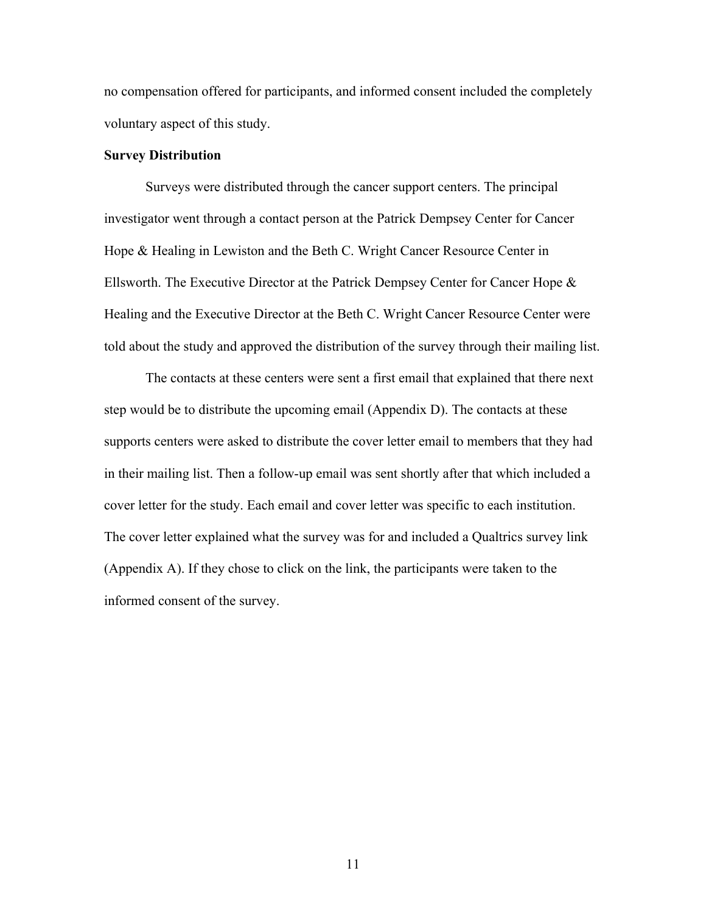no compensation offered for participants, and informed consent included the completely voluntary aspect of this study.

**Survey Distribution**

Surveys were distributed through the cancer support centers. The principal investigator went through a contact person at the Patrick Dempsey Center for Cancer Hope & Healing in Lewiston and the Beth C. Wright Cancer Resource Center in Ellsworth. The Executive Director at the Patrick Dempsey Center for Cancer Hope & Healing and the Executive Director at the Beth C. Wright Cancer Resource Center were told about the study and approved the distribution of the survey through their mailing list.

The contacts at these centers were sent a first email that explained that there next step would be to distribute the upcoming email (Appendix D). The contacts at these supports centers were asked to distribute the cover letter email to members that they had in their mailing list. Then a follow-up email was sent shortly after that which included a cover letter for the study. Each email and cover letter was specific to each institution. The cover letter explained what the survey was for and included a Qualtrics survey link (Appendix A). If they chose to click on the link, the participants were taken to the informed consent of the survey.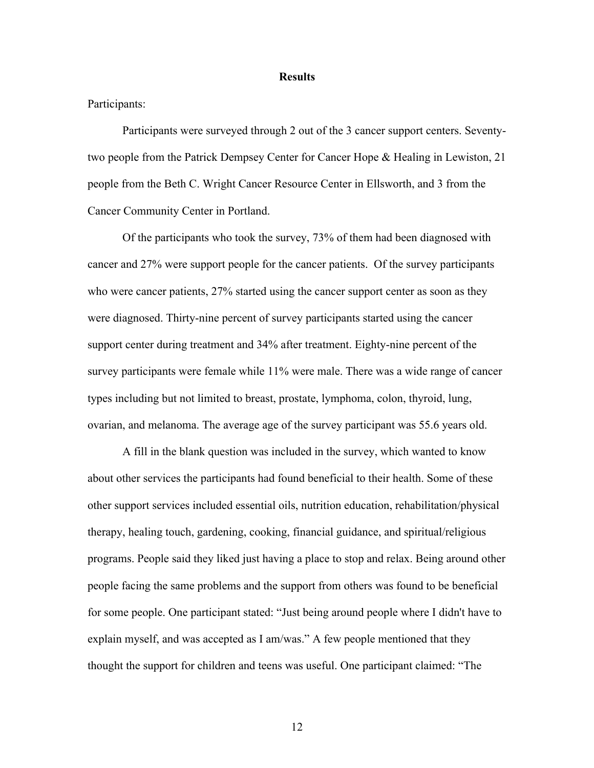## Results

Participants:

Participants were surveyed through 2 out of the 3 cancer support centers. Seventy-two people from the Patrick Dempsey Center for Cancer Hope & Healing in Lewiston, 21 people from the Beth C. Wright Cancer Resource Center in Ellsworth, and 3 from the Cancer Community Center in Portland.

Of the participants who took the survey, 73% of them had been diagnosed with cancer and 27% were support people for the cancer patients. Of the survey participants who were cancer patients, 27% started using the cancer support center as soon as they were diagnosed. Thirty-nine percent of survey participants started using the cancer support center during treatment and 34% after treatment. Eighty-nine percent of the survey participants were female while 11% were male. There was a wide range of cancer types including but not limited to breast, prostate, lymphoma, colon, thyroid, lung, ovarian, and melanoma. The average age of the survey participant was 55.6 years old.

A fill in the blank question was included in the survey, which wanted to know about other services the participants had found beneficial to their health. Some of these other support services included essential oils, nutrition education, rehabilitation/physical therapy, healing touch, gardening, cooking, financial guidance, and spiritual/religious programs. People said they liked just having a place to stop and relax. Being around other people facing the same problems and the support from others was found to be beneficial for some people. One participant stated: "Just being around people where I didn't have to explain myself, and was accepted as I am/was." A few people mentioned that they thought the support for children and teens was useful. One participant claimed: "The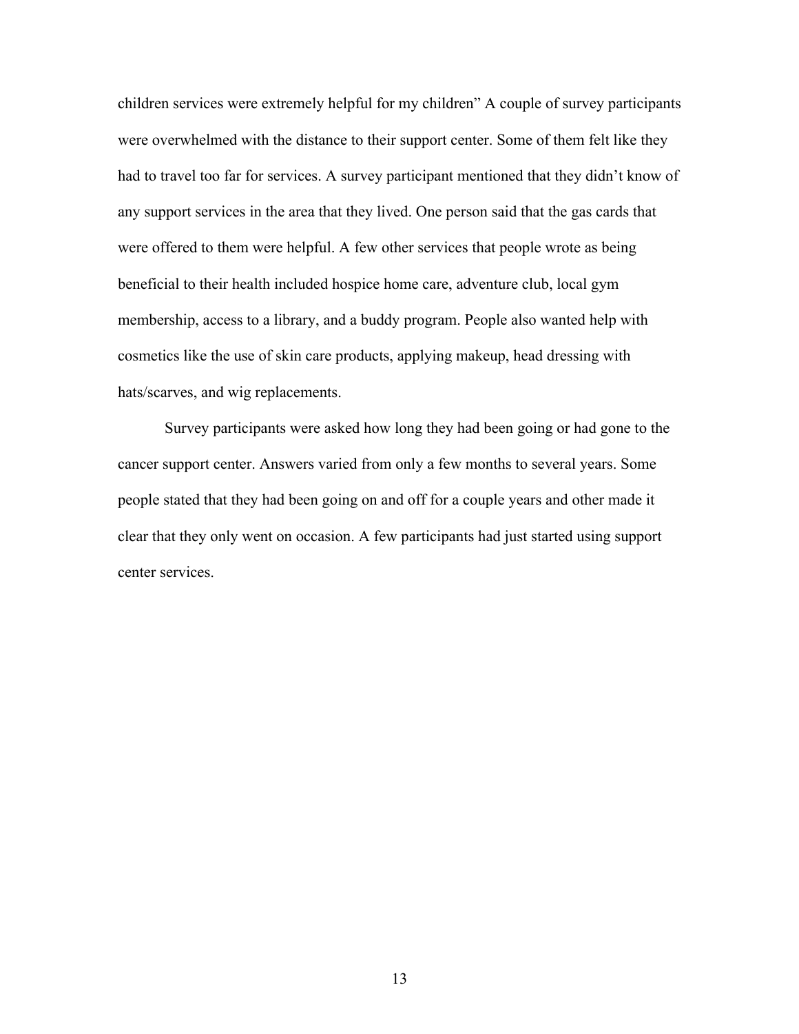children services were extremely helpful for my children" A couple of survey participants were overwhelmed with the distance to their support center. Some of them felt like they had to travel too far for services. A survey participant mentioned that they didn't know of any support services in the area that they lived. One person said that the gas cards that were offered to them were helpful. A few other services that people wrote as being beneficial to their health included hospice home care, adventure club, local gym membership, access to a library, and a buddy program. People also wanted help with cosmetics like the use of skin care products, applying makeup, head dressing with hats/scarves, and wig replacements.

Survey participants were asked how long they had been going or had gone to the cancer support center. Answers varied from only a few months to several years. Some people stated that they had been going on and off for a couple years and other made it clear that they only went on occasion. A few participants had just started using support center services.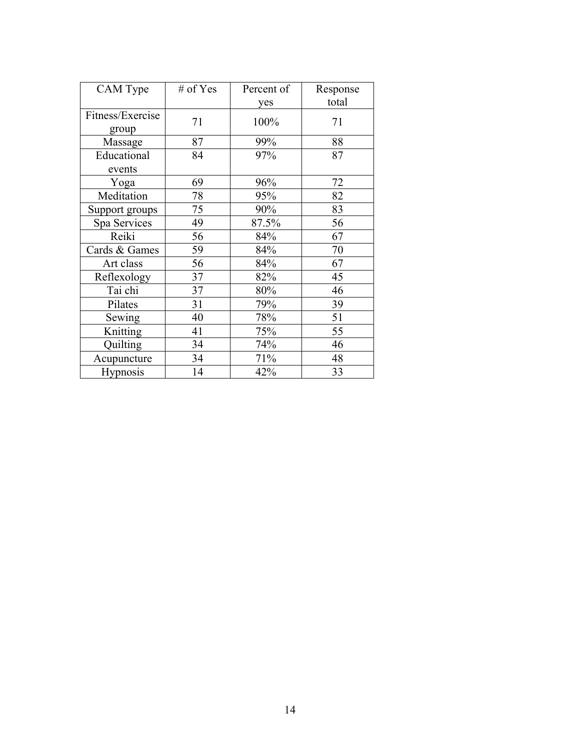| CAM Type | # of Yes | Percent of yes | Response total |
| --- | --- | --- | --- |
| Fitness/Exercise group | 71 | 100% | 71 |
| Massage | 87 | 99% | 88 |
| Educational events | 84 | 97% | 87 |
| Yoga | 69 | 96% | 72 |
| Meditation | 78 | 95% | 82 |
| Support groups | 75 | 90% | 83 |
| Spa Services | 49 | 87.5% | 56 |
| Reiki | 56 | 84% | 67 |
| Cards & Games | 59 | 84% | 70 |
| Art class | 56 | 84% | 67 |
| Reflexology | 37 | 82% | 45 |
| Tai chi | 37 | 80% | 46 |
| Pilates | 31 | 79% | 39 |
| Sewing | 40 | 78% | 51 |
| Knitting | 41 | 75% | 55 |
| Quilting | 34 | 74% | 46 |
| Acupuncture | 34 | 71% | 48 |
| Hypnosis | 14 | 42% | 33 |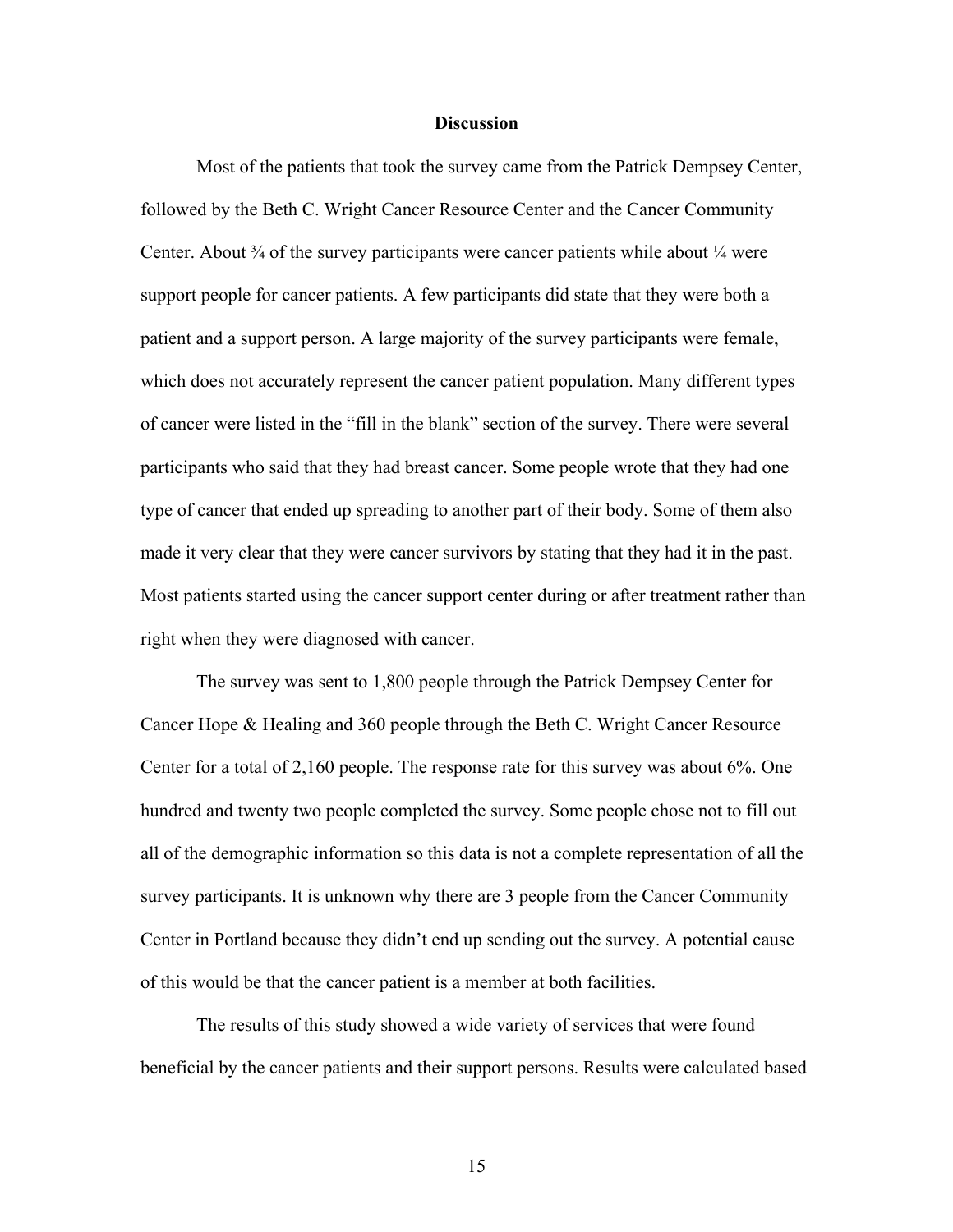# Discussion

Most of the patients that took the survey came from the Patrick Dempsey Center, followed by the Beth C. Wright Cancer Resource Center and the Cancer Community Center. About ¾ of the survey participants were cancer patients while about ¼ were support people for cancer patients. A few participants did state that they were both a patient and a support person. A large majority of the survey participants were female, which does not accurately represent the cancer patient population. Many different types of cancer were listed in the "fill in the blank" section of the survey. There were several participants who said that they had breast cancer. Some people wrote that they had one type of cancer that ended up spreading to another part of their body. Some of them also made it very clear that they were cancer survivors by stating that they had it in the past. Most patients started using the cancer support center during or after treatment rather than right when they were diagnosed with cancer.

The survey was sent to 1,800 people through the Patrick Dempsey Center for Cancer Hope & Healing and 360 people through the Beth C. Wright Cancer Resource Center for a total of 2,160 people. The response rate for this survey was about 6%. One hundred and twenty two people completed the survey. Some people chose not to fill out all of the demographic information so this data is not a complete representation of all the survey participants. It is unknown why there are 3 people from the Cancer Community Center in Portland because they didn't end up sending out the survey. A potential cause of this would be that the cancer patient is a member at both facilities.

The results of this study showed a wide variety of services that were found beneficial by the cancer patients and their support persons. Results were calculated based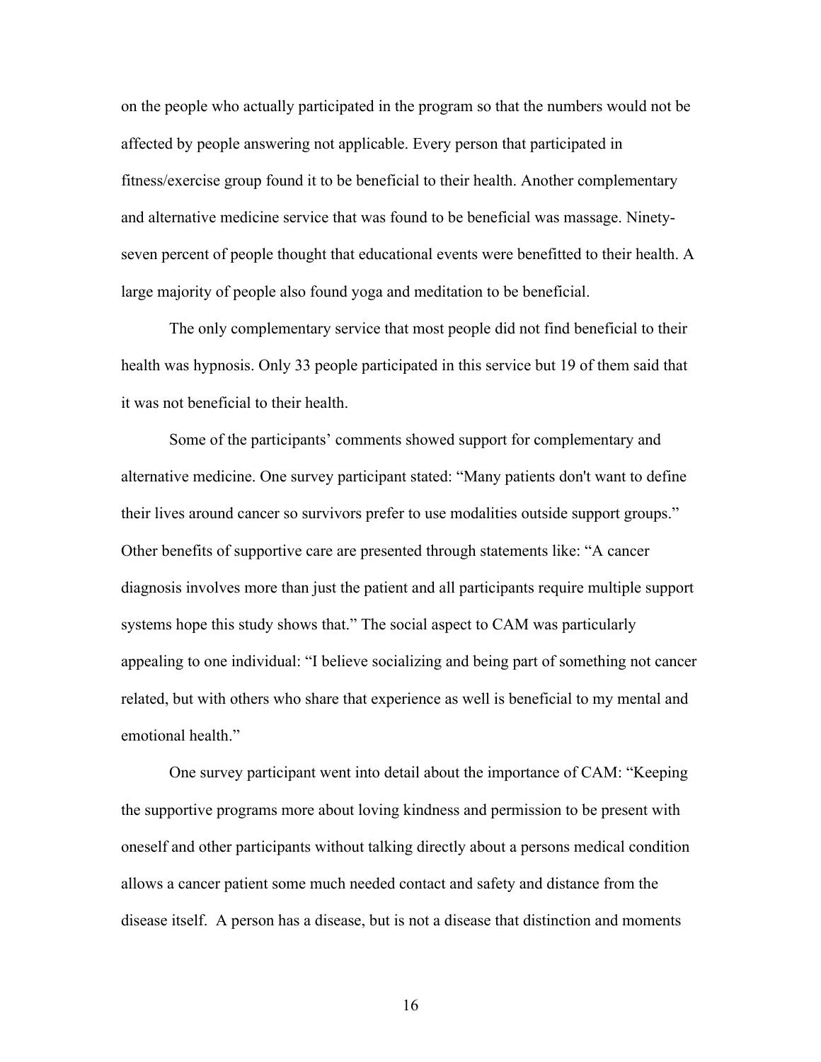on the people who actually participated in the program so that the numbers would not be affected by people answering not applicable. Every person that participated in fitness/exercise group found it to be beneficial to their health. Another complementary and alternative medicine service that was found to be beneficial was massage. Ninety-seven percent of people thought that educational events were benefitted to their health. A large majority of people also found yoga and meditation to be beneficial.

The only complementary service that most people did not find beneficial to their health was hypnosis. Only 33 people participated in this service but 19 of them said that it was not beneficial to their health.

Some of the participants' comments showed support for complementary and alternative medicine. One survey participant stated: "Many patients don't want to define their lives around cancer so survivors prefer to use modalities outside support groups." Other benefits of supportive care are presented through statements like: "A cancer diagnosis involves more than just the patient and all participants require multiple support systems hope this study shows that." The social aspect to CAM was particularly appealing to one individual: "I believe socializing and being part of something not cancer related, but with others who share that experience as well is beneficial to my mental and emotional health."

One survey participant went into detail about the importance of CAM: "Keeping the supportive programs more about loving kindness and permission to be present with oneself and other participants without talking directly about a persons medical condition allows a cancer patient some much needed contact and safety and distance from the disease itself. A person has a disease, but is not a disease that distinction and moments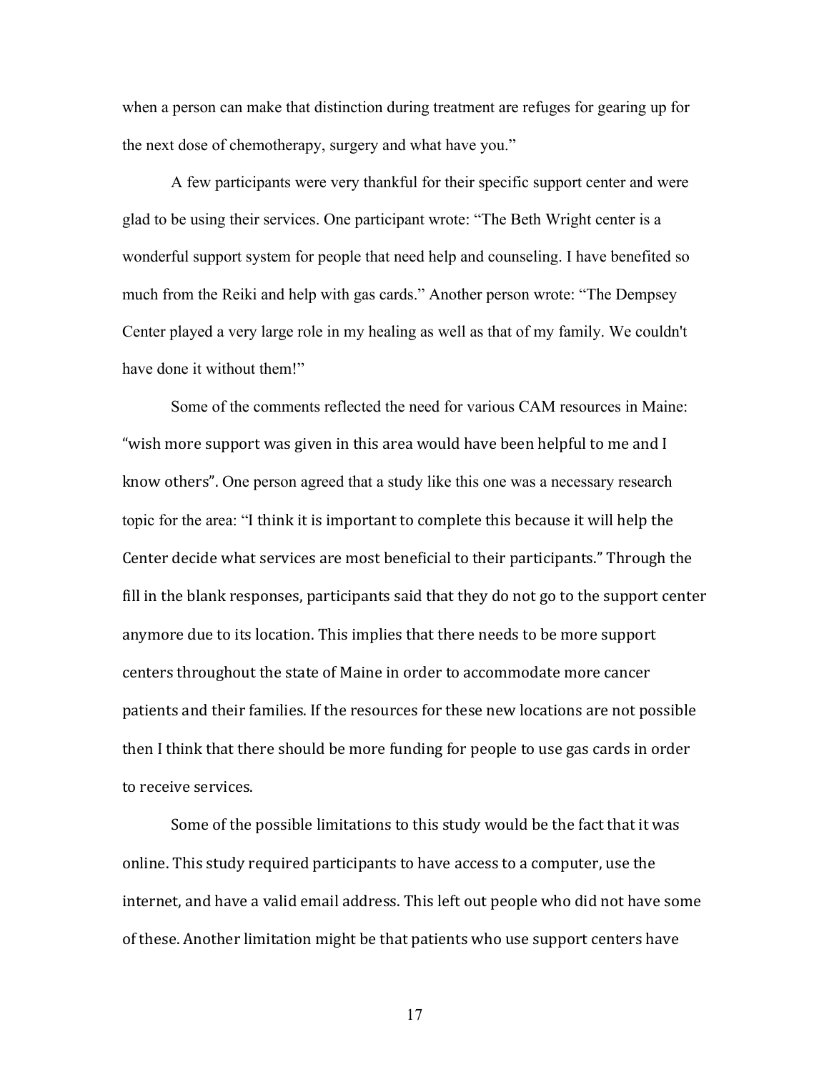when a person can make that distinction during treatment are refuges for gearing up for the next dose of chemotherapy, surgery and what have you."

A few participants were very thankful for their specific support center and were glad to be using their services. One participant wrote: "The Beth Wright center is a wonderful support system for people that need help and counseling. I have benefited so much from the Reiki and help with gas cards." Another person wrote: "The Dempsey Center played a very large role in my healing as well as that of my family. We couldn't have done it without them!"

Some of the comments reflected the need for various CAM resources in Maine: "wish more support was given in this area would have been helpful to me and I know others". One person agreed that a study like this one was a necessary research topic for the area: "I think it is important to complete this because it will help the Center decide what services are most beneficial to their participants." Through the fill in the blank responses, participants said that they do not go to the support center anymore due to its location. This implies that there needs to be more support centers throughout the state of Maine in order to accommodate more cancer patients and their families. If the resources for these new locations are not possible then I think that there should be more funding for people to use gas cards in order to receive services.

Some of the possible limitations to this study would be the fact that it was online. This study required participants to have access to a computer, use the internet, and have a valid email address. This left out people who did not have some of these. Another limitation might be that patients who use support centers have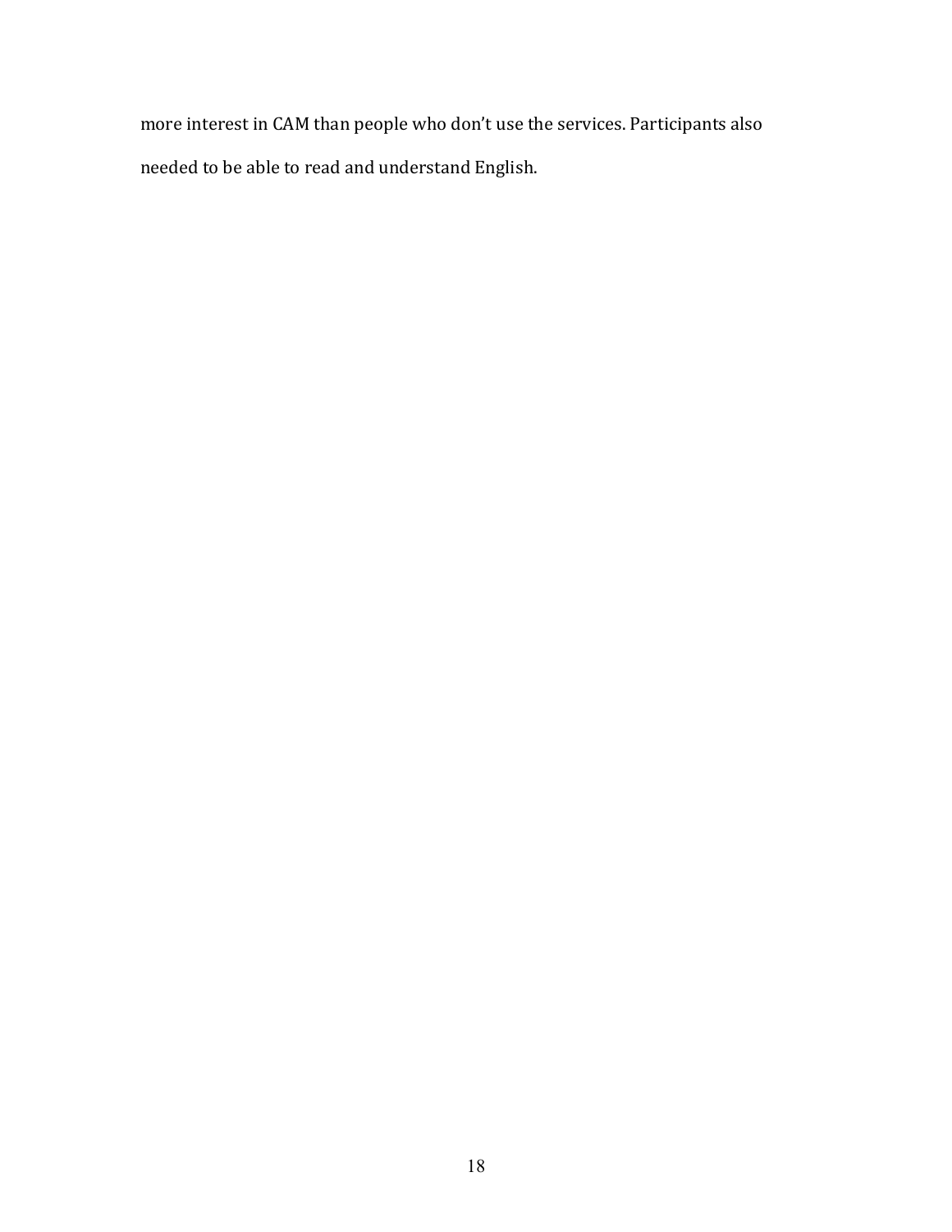more interest in CAM than people who don’t use the services. Participants also needed to be able to read and understand English.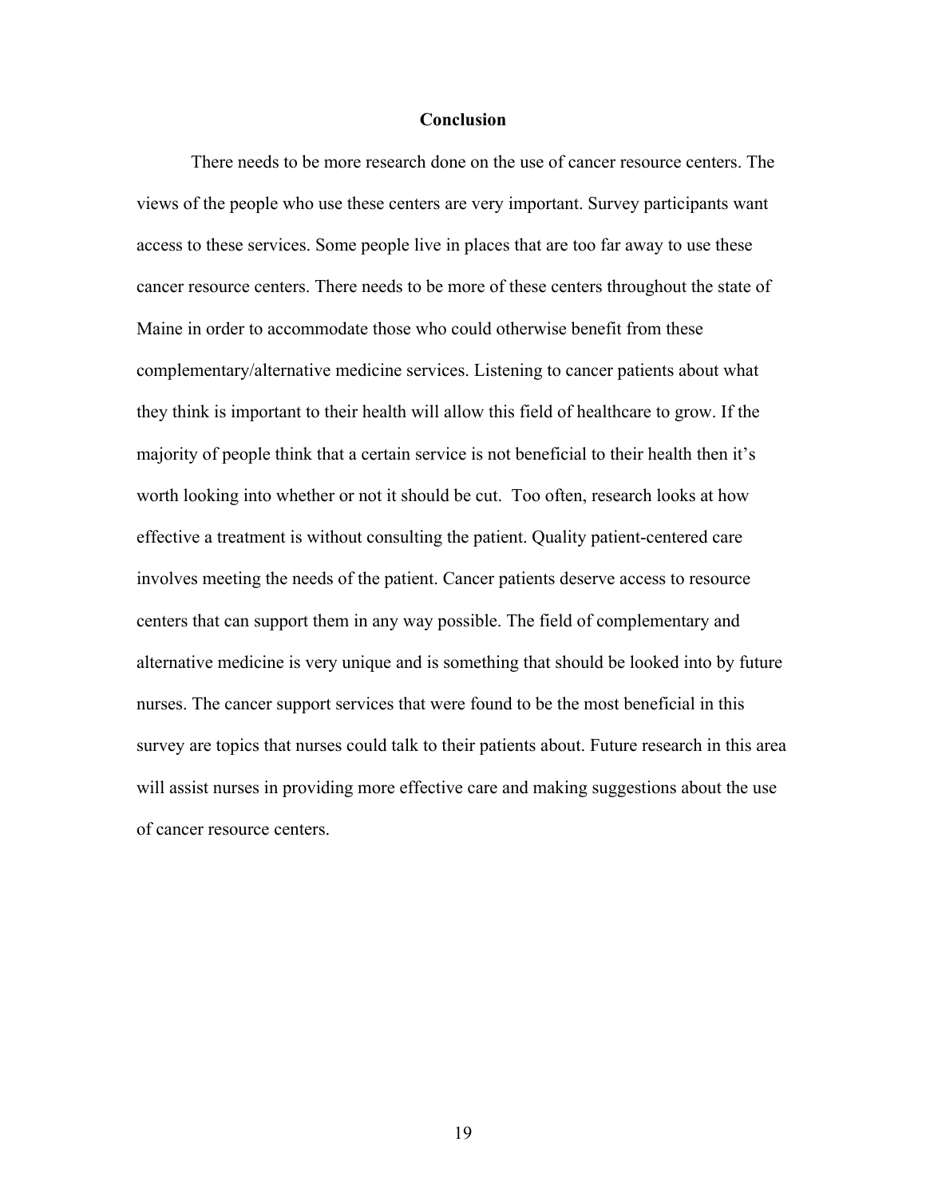# Conclusion

There needs to be more research done on the use of cancer resource centers. The views of the people who use these centers are very important. Survey participants want access to these services. Some people live in places that are too far away to use these cancer resource centers. There needs to be more of these centers throughout the state of Maine in order to accommodate those who could otherwise benefit from these complementary/alternative medicine services. Listening to cancer patients about what they think is important to their health will allow this field of healthcare to grow. If the majority of people think that a certain service is not beneficial to their health then it's worth looking into whether or not it should be cut. Too often, research looks at how effective a treatment is without consulting the patient. Quality patient-centered care involves meeting the needs of the patient. Cancer patients deserve access to resource centers that can support them in any way possible. The field of complementary and alternative medicine is very unique and is something that should be looked into by future nurses. The cancer support services that were found to be the most beneficial in this survey are topics that nurses could talk to their patients about. Future research in this area will assist nurses in providing more effective care and making suggestions about the use of cancer resource centers.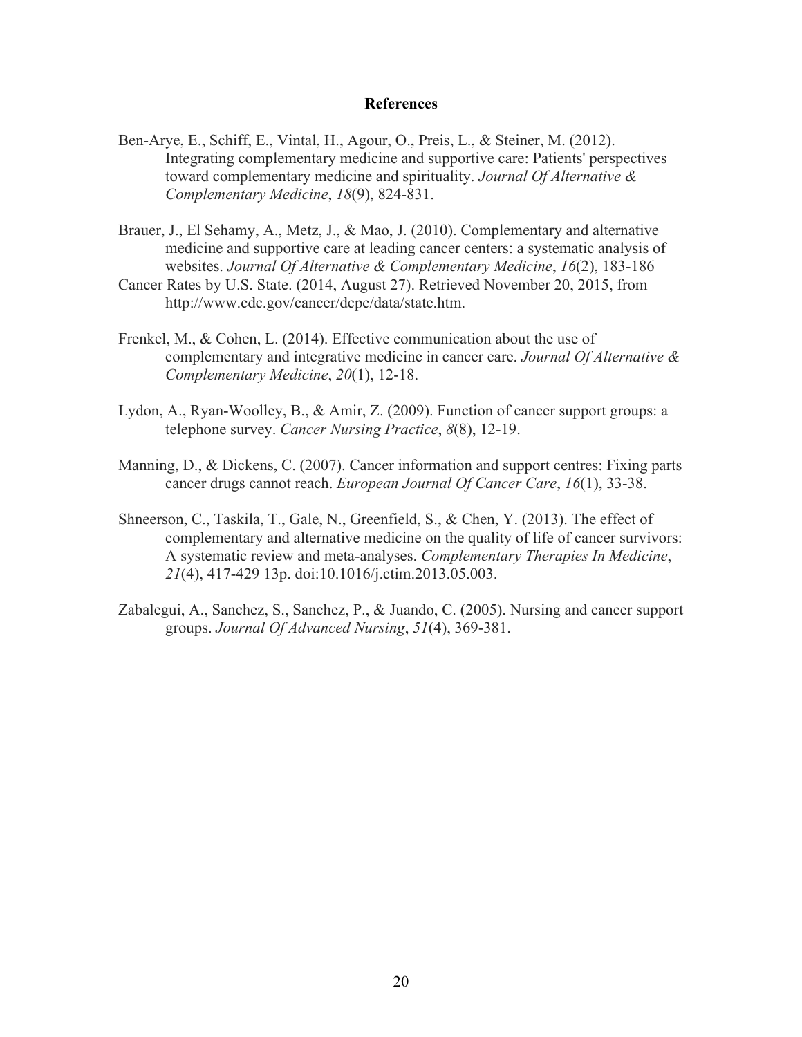# References

Ben-Arye, E., Schiff, E., Vintal, H., Agour, O., Preis, L., & Steiner, M. (2012). Integrating complementary medicine and supportive care: Patients' perspectives toward complementary medicine and spirituality. *Journal Of Alternative & Complementary Medicine*, *18*(9), 824-831.

Brauer, J., El Sehamy, A., Metz, J., & Mao, J. (2010). Complementary and alternative medicine and supportive care at leading cancer centers: a systematic analysis of websites. *Journal Of Alternative & Complementary Medicine*, *16*(2), 183-186

Cancer Rates by U.S. State. (2014, August 27). Retrieved November 20, 2015, from http://www.cdc.gov/cancer/dcpc/data/state.htm.

Frenkel, M., & Cohen, L. (2014). Effective communication about the use of complementary and integrative medicine in cancer care. *Journal Of Alternative & Complementary Medicine*, *20*(1), 12-18.

Lydon, A., Ryan-Woolley, B., & Amir, Z. (2009). Function of cancer support groups: a telephone survey. *Cancer Nursing Practice*, *8*(8), 12-19.

Manning, D., & Dickens, C. (2007). Cancer information and support centres: Fixing parts cancer drugs cannot reach. *European Journal Of Cancer Care*, *16*(1), 33-38.

Shneerson, C., Taskila, T., Gale, N., Greenfield, S., & Chen, Y. (2013). The effect of complementary and alternative medicine on the quality of life of cancer survivors: A systematic review and meta-analyses. *Complementary Therapies In Medicine*, *21*(4), 417-429 13p. doi:10.1016/j.ctim.2013.05.003.

Zabalegui, A., Sanchez, S., Sanchez, P., & Juando, C. (2005). Nursing and cancer support groups. *Journal Of Advanced Nursing*, *51*(4), 369-381.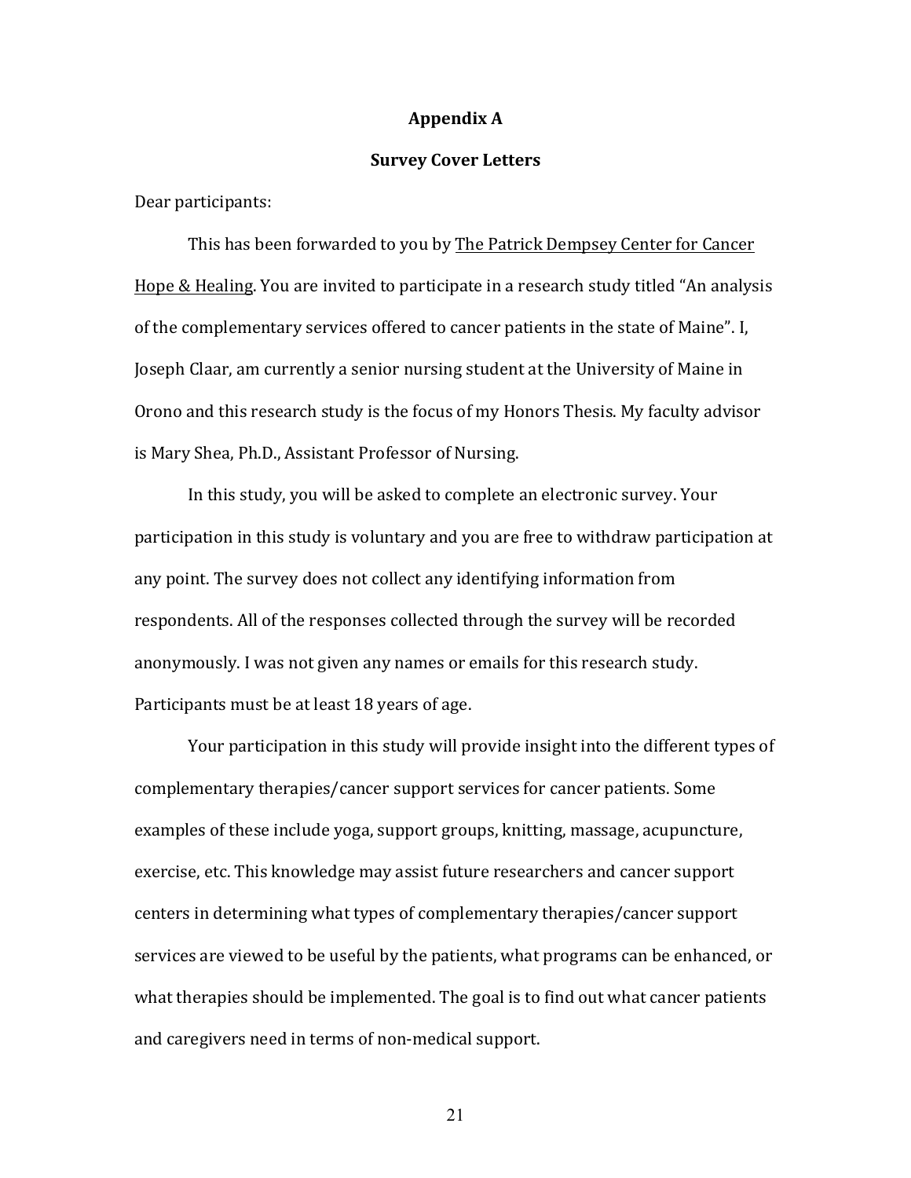# Appendix A

## Survey Cover Letters

Dear participants:

This has been forwarded to you by The Patrick Dempsey Center for Cancer Hope & Healing. You are invited to participate in a research study titled "An analysis of the complementary services offered to cancer patients in the state of Maine". I, Joseph Claar, am currently a senior nursing student at the University of Maine in Orono and this research study is the focus of my Honors Thesis. My faculty advisor is Mary Shea, Ph.D., Assistant Professor of Nursing.

In this study, you will be asked to complete an electronic survey. Your participation in this study is voluntary and you are free to withdraw participation at any point. The survey does not collect any identifying information from respondents. All of the responses collected through the survey will be recorded anonymously. I was not given any names or emails for this research study. Participants must be at least 18 years of age.

Your participation in this study will provide insight into the different types of complementary therapies/cancer support services for cancer patients. Some examples of these include yoga, support groups, knitting, massage, acupuncture, exercise, etc. This knowledge may assist future researchers and cancer support centers in determining what types of complementary therapies/cancer support services are viewed to be useful by the patients, what programs can be enhanced, or what therapies should be implemented. The goal is to find out what cancer patients and caregivers need in terms of non-medical support.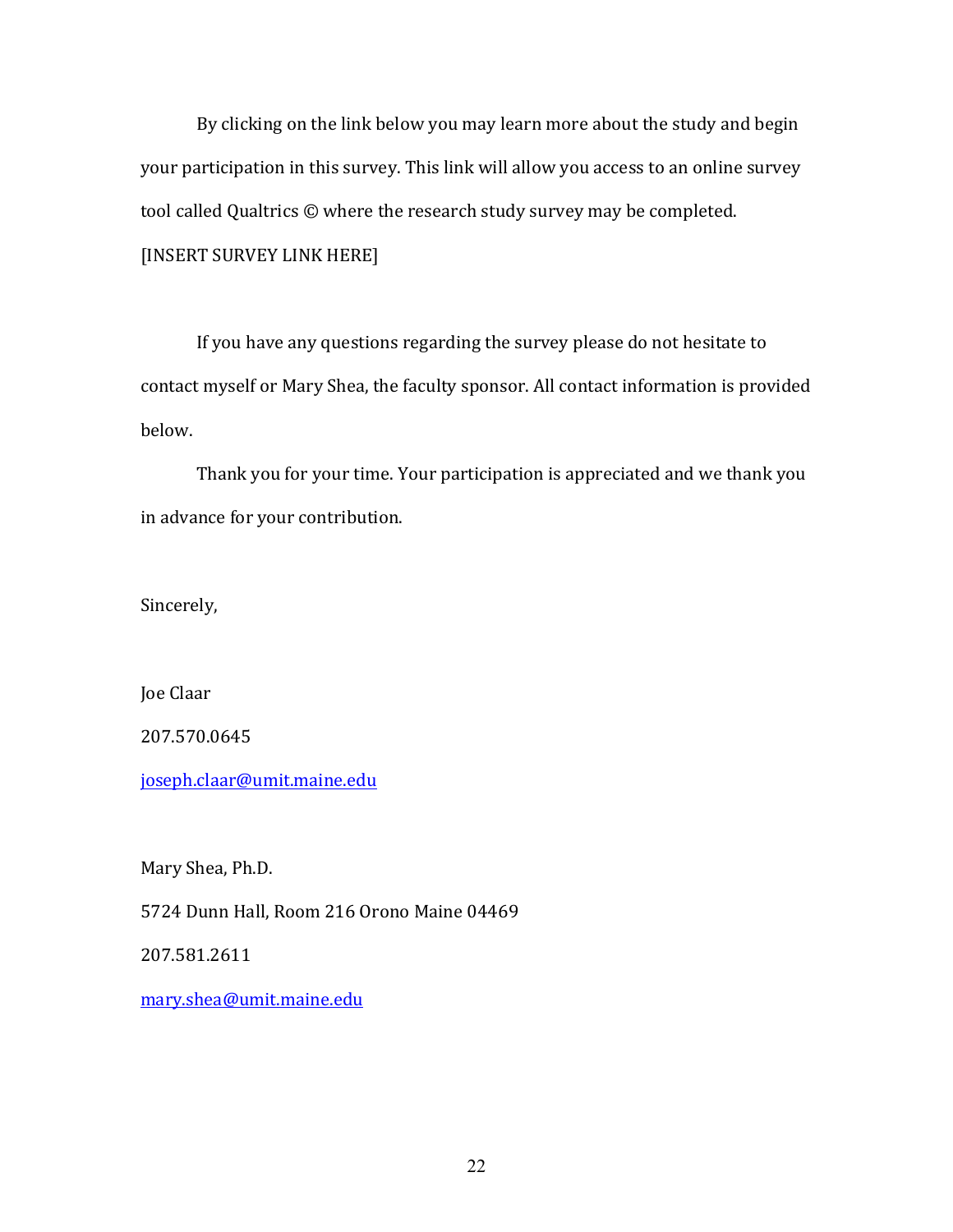By clicking on the link below you may learn more about the study and begin your participation in this survey. This link will allow you access to an online survey tool called Qualtrics © where the research study survey may be completed.

[INSERT SURVEY LINK HERE]

If you have any questions regarding the survey please do not hesitate to contact myself or Mary Shea, the faculty sponsor. All contact information is provided below.

Thank you for your time. Your participation is appreciated and we thank you in advance for your contribution.

Sincerely,

Joe Claar

207.570.0645

joseph.claar@umit.maine.edu

Mary Shea, Ph.D.

5724 Dunn Hall, Room 216 Orono Maine 04469

207.581.2611

mary.shea@umit.maine.edu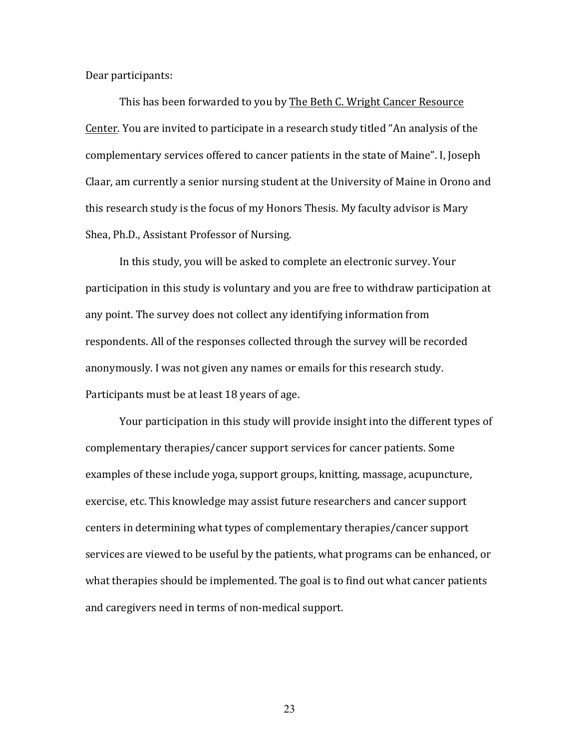Dear participants:

This has been forwarded to you by The Beth C. Wright Cancer Resource Center. You are invited to participate in a research study titled "An analysis of the complementary services offered to cancer patients in the state of Maine". I, Joseph Claar, am currently a senior nursing student at the University of Maine in Orono and this research study is the focus of my Honors Thesis. My faculty advisor is Mary Shea, Ph.D., Assistant Professor of Nursing.

In this study, you will be asked to complete an electronic survey. Your participation in this study is voluntary and you are free to withdraw participation at any point. The survey does not collect any identifying information from respondents. All of the responses collected through the survey will be recorded anonymously. I was not given any names or emails for this research study. Participants must be at least 18 years of age.

Your participation in this study will provide insight into the different types of complementary therapies/cancer support services for cancer patients. Some examples of these include yoga, support groups, knitting, massage, acupuncture, exercise, etc. This knowledge may assist future researchers and cancer support centers in determining what types of complementary therapies/cancer support services are viewed to be useful by the patients, what programs can be enhanced, or what therapies should be implemented. The goal is to find out what cancer patients and caregivers need in terms of non-medical support.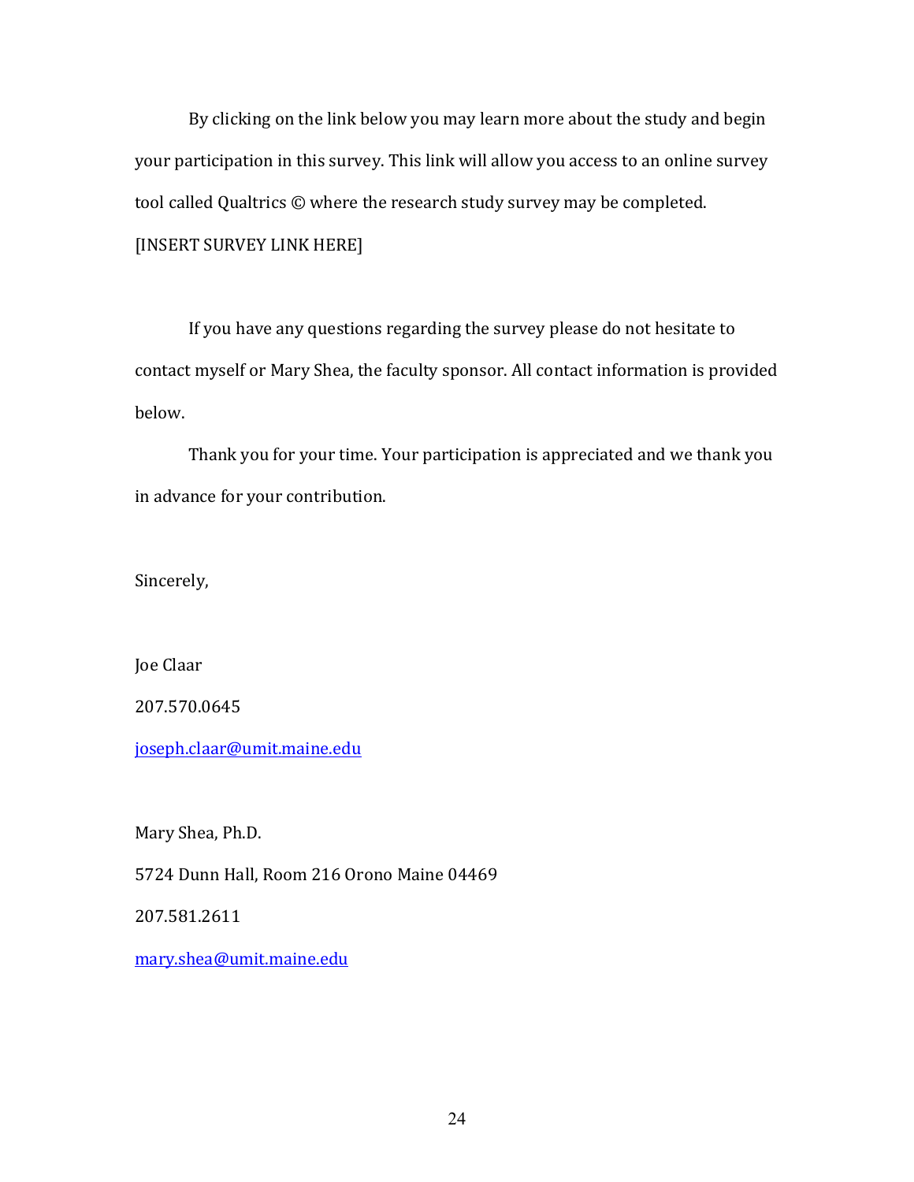By clicking on the link below you may learn more about the study and begin your participation in this survey. This link will allow you access to an online survey tool called Qualtrics © where the research study survey may be completed.

[INSERT SURVEY LINK HERE]

If you have any questions regarding the survey please do not hesitate to contact myself or Mary Shea, the faculty sponsor. All contact information is provided below.

Thank you for your time. Your participation is appreciated and we thank you in advance for your contribution.

Sincerely,

Joe Claar

207.570.0645

joseph.claar@umit.maine.edu

Mary Shea, Ph.D.

5724 Dunn Hall, Room 216 Orono Maine 04469

207.581.2611

mary.shea@umit.maine.edu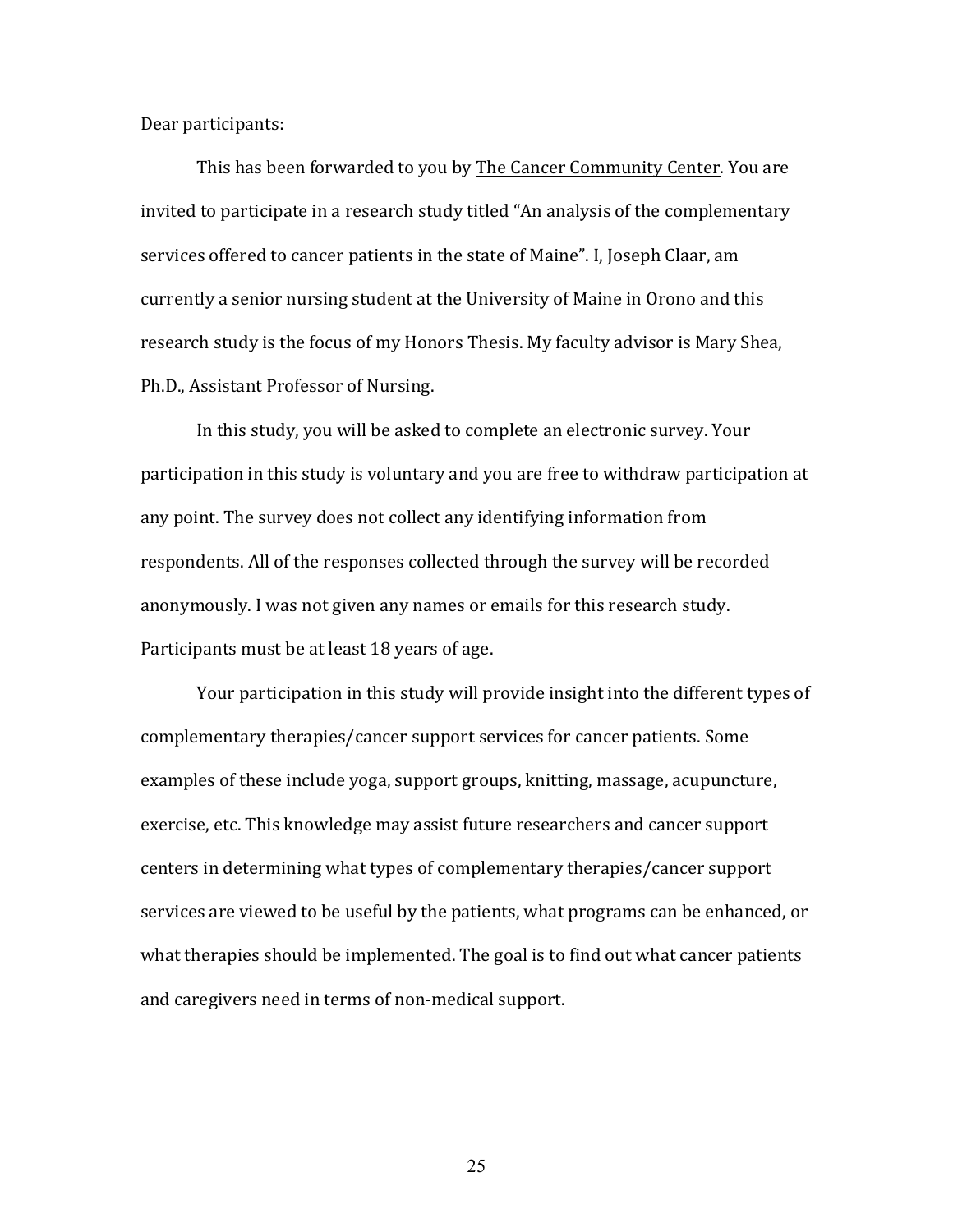Dear participants:

This has been forwarded to you by The Cancer Community Center. You are invited to participate in a research study titled "An analysis of the complementary services offered to cancer patients in the state of Maine". I, Joseph Claar, am currently a senior nursing student at the University of Maine in Orono and this research study is the focus of my Honors Thesis. My faculty advisor is Mary Shea, Ph.D., Assistant Professor of Nursing.

In this study, you will be asked to complete an electronic survey. Your participation in this study is voluntary and you are free to withdraw participation at any point. The survey does not collect any identifying information from respondents. All of the responses collected through the survey will be recorded anonymously. I was not given any names or emails for this research study. Participants must be at least 18 years of age.

Your participation in this study will provide insight into the different types of complementary therapies/cancer support services for cancer patients. Some examples of these include yoga, support groups, knitting, massage, acupuncture, exercise, etc. This knowledge may assist future researchers and cancer support centers in determining what types of complementary therapies/cancer support services are viewed to be useful by the patients, what programs can be enhanced, or what therapies should be implemented. The goal is to find out what cancer patients and caregivers need in terms of non-medical support.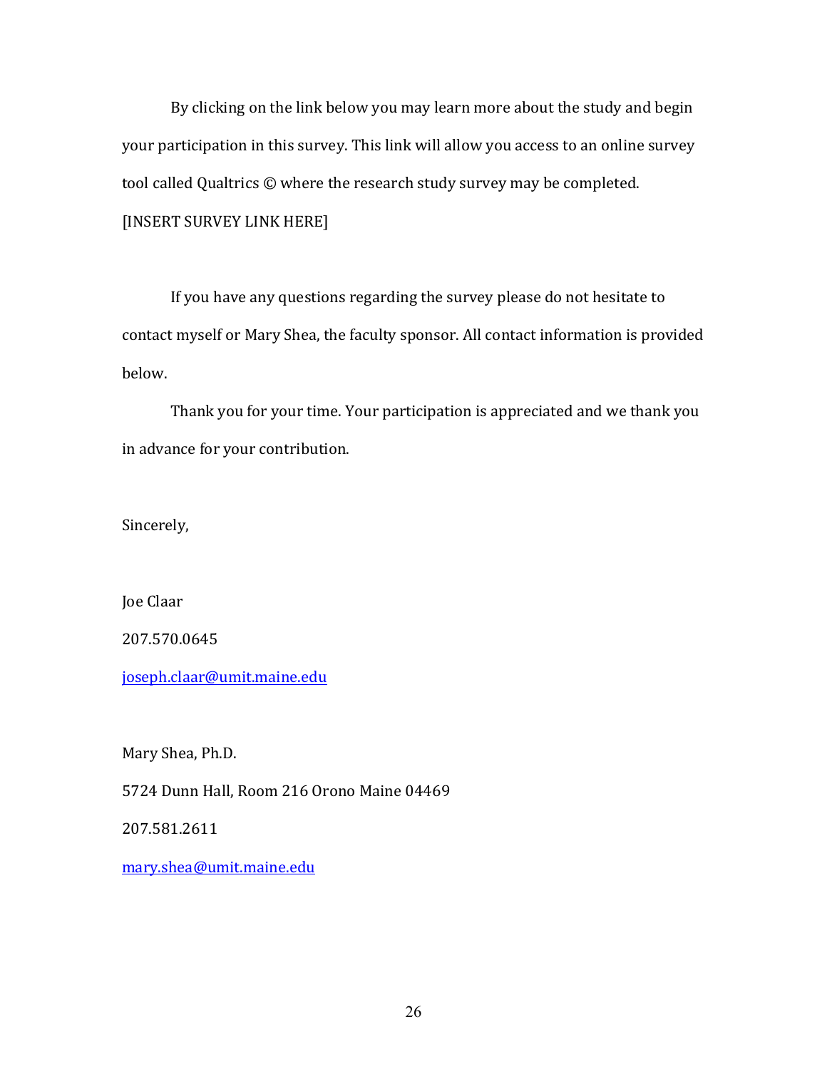By clicking on the link below you may learn more about the study and begin your participation in this survey. This link will allow you access to an online survey tool called Qualtrics © where the research study survey may be completed.

[INSERT SURVEY LINK HERE]

If you have any questions regarding the survey please do not hesitate to contact myself or Mary Shea, the faculty sponsor. All contact information is provided below.

Thank you for your time. Your participation is appreciated and we thank you in advance for your contribution.

Sincerely,

Joe Claar

207.570.0645

joseph.claar@umit.maine.edu

Mary Shea, Ph.D.

5724 Dunn Hall, Room 216 Orono Maine 04469

207.581.2611

mary.shea@umit.maine.edu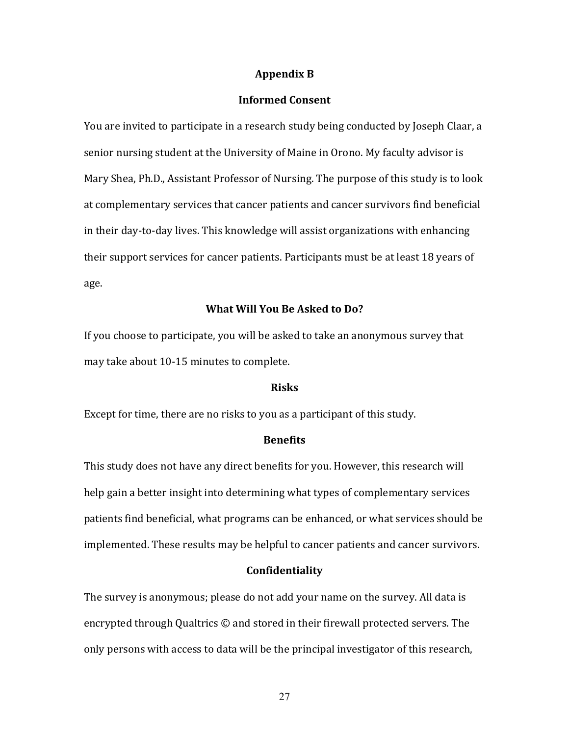## Appendix B

### Informed Consent

You are invited to participate in a research study being conducted by Joseph Claar, a senior nursing student at the University of Maine in Orono. My faculty advisor is Mary Shea, Ph.D., Assistant Professor of Nursing. The purpose of this study is to look at complementary services that cancer patients and cancer survivors find beneficial in their day-to-day lives. This knowledge will assist organizations with enhancing their support services for cancer patients. Participants must be at least 18 years of age.

### What Will You Be Asked to Do?

If you choose to participate, you will be asked to take an anonymous survey that may take about 10-15 minutes to complete.

### Risks

Except for time, there are no risks to you as a participant of this study.

### Benefits

This study does not have any direct benefits for you. However, this research will help gain a better insight into determining what types of complementary services patients find beneficial, what programs can be enhanced, or what services should be implemented. These results may be helpful to cancer patients and cancer survivors.

### Confidentiality

The survey is anonymous; please do not add your name on the survey. All data is encrypted through Qualtrics © and stored in their firewall protected servers. The only persons with access to data will be the principal investigator of this research,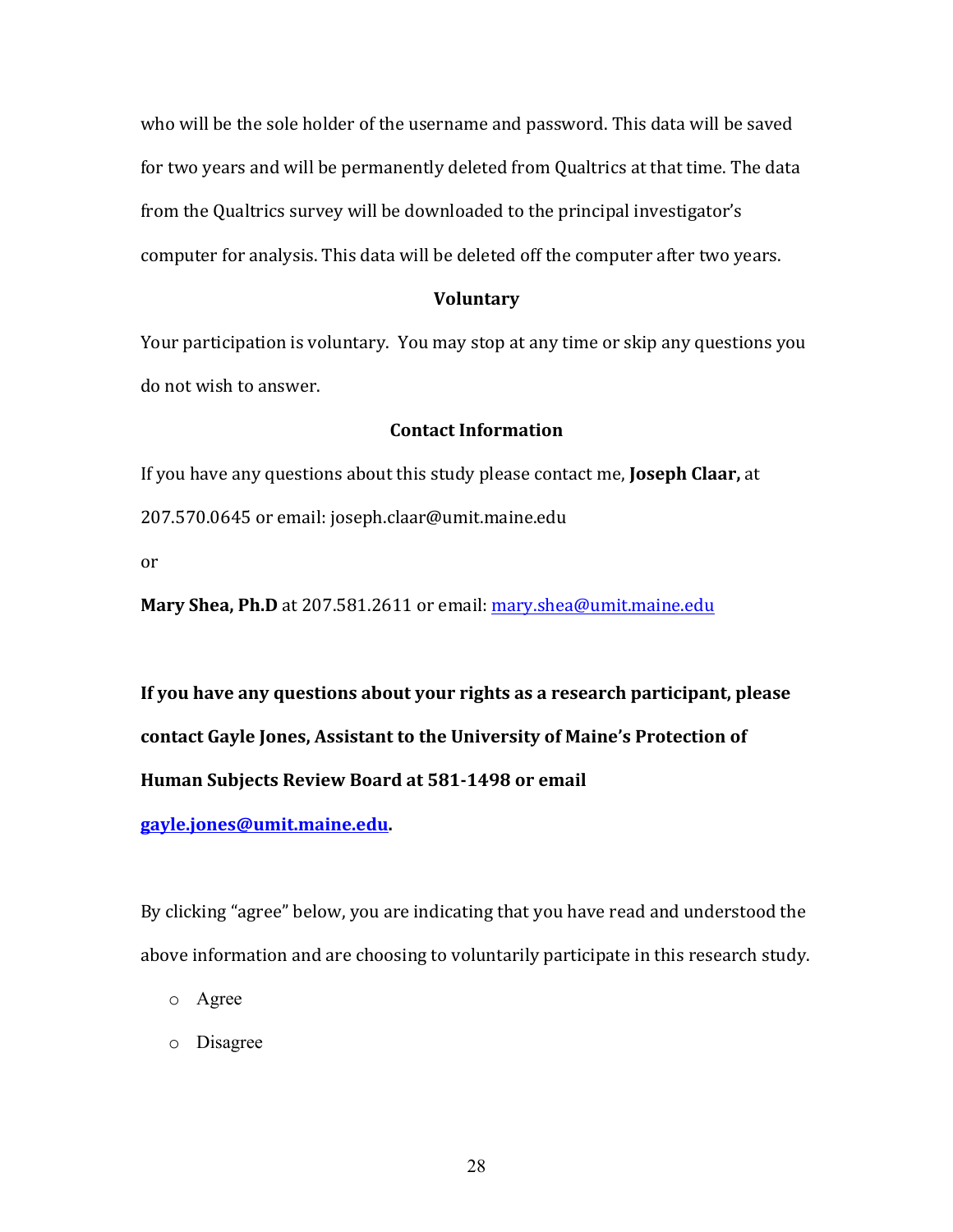who will be the sole holder of the username and password. This data will be saved for two years and will be permanently deleted from Qualtrics at that time. The data from the Qualtrics survey will be downloaded to the principal investigator's computer for analysis. This data will be deleted off the computer after two years.

**Voluntary**

Your participation is voluntary. You may stop at any time or skip any questions you do not wish to answer.

**Contact Information**

If you have any questions about this study please contact me, **Joseph Claar,** at 207.570.0645 or email: joseph.claar@umit.maine.edu

or

**Mary Shea, Ph.D** at 207.581.2611 or email: mary.shea@umit.maine.edu

**If you have any questions about your rights as a research participant, please contact Gayle Jones, Assistant to the University of Maine's Protection of Human Subjects Review Board at 581-1498 or email gayle.jones@umit.maine.edu.**

By clicking "agree" below, you are indicating that you have read and understood the above information and are choosing to voluntarily participate in this research study.

- Agree
- Disagree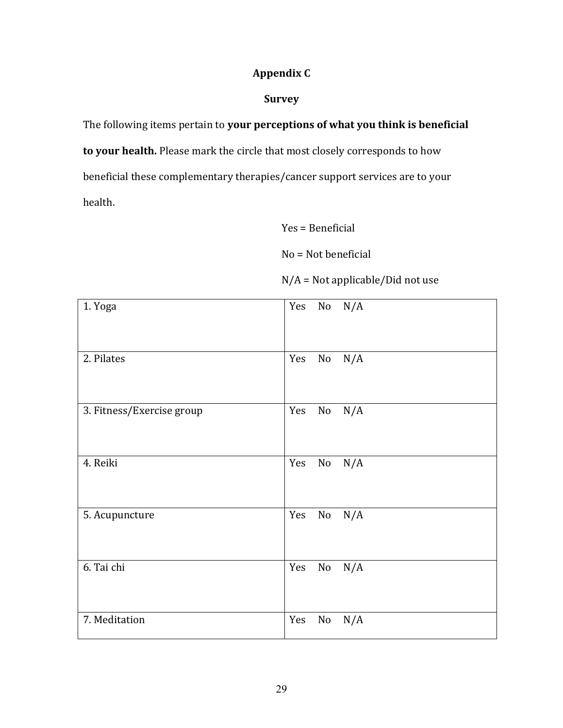# Appendix C

## Survey

The following items pertain to **your perceptions of what you think is beneficial to your health.** Please mark the circle that most closely corresponds to how beneficial these complementary therapies/cancer support services are to your health.

Yes = Beneficial

No = Not beneficial

N/A = Not applicable/Did not use

| | |
|---|---|
| 1. Yoga | Yes No N/A |
| 2. Pilates | Yes No N/A |
| 3. Fitness/Exercise group | Yes No N/A |
| 4. Reiki | Yes No N/A |
| 5. Acupuncture | Yes No N/A |
| 6. Tai chi | Yes No N/A |
| 7. Meditation | Yes No N/A |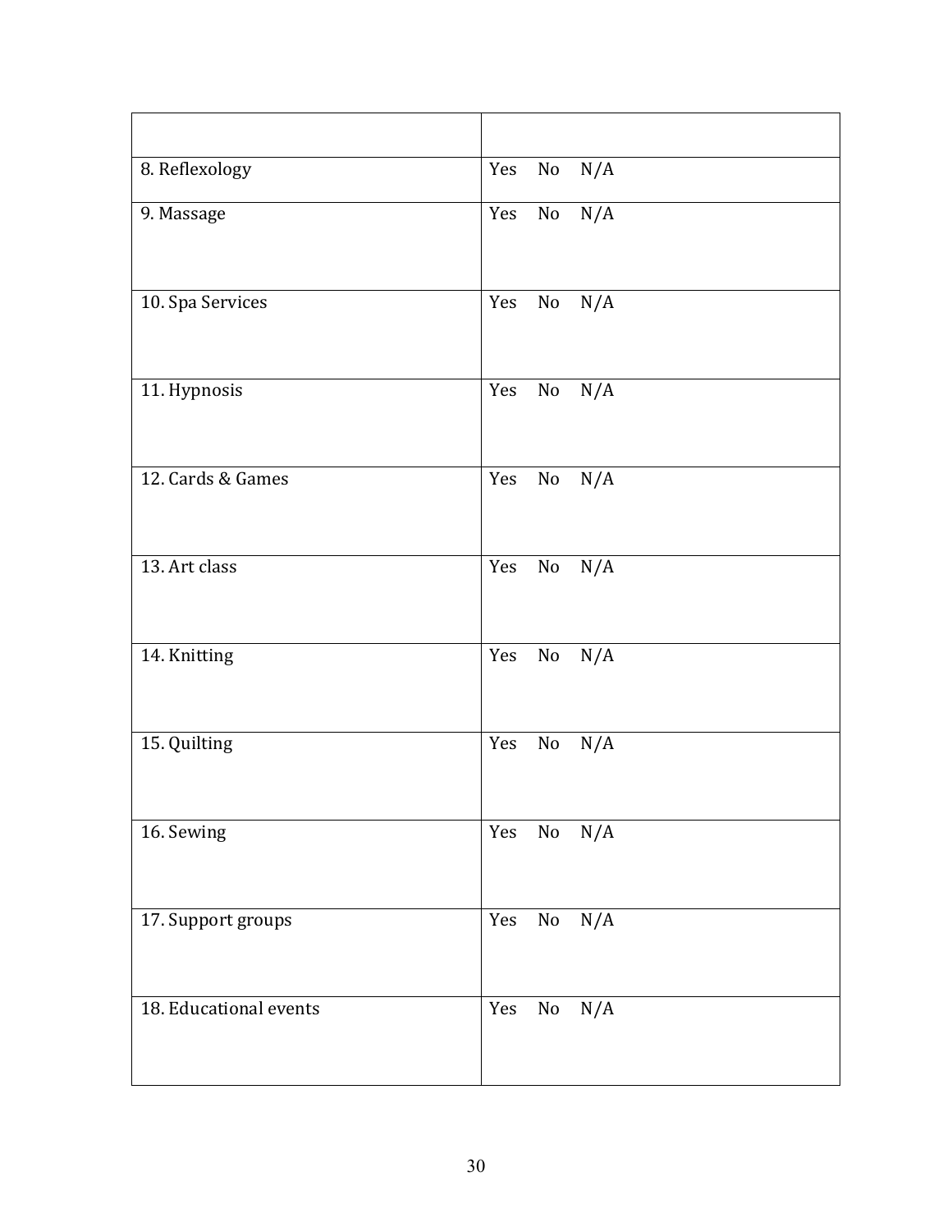| | |
|---|---|
| 8. Reflexology | Yes No N/A |
| 9. Massage | Yes No N/A |
| 10. Spa Services | Yes No N/A |
| 11. Hypnosis | Yes No N/A |
| 12. Cards & Games | Yes No N/A |
| 13. Art class | Yes No N/A |
| 14. Knitting | Yes No N/A |
| 15. Quilting | Yes No N/A |
| 16. Sewing | Yes No N/A |
| 17. Support groups | Yes No N/A |
| 18. Educational events | Yes No N/A |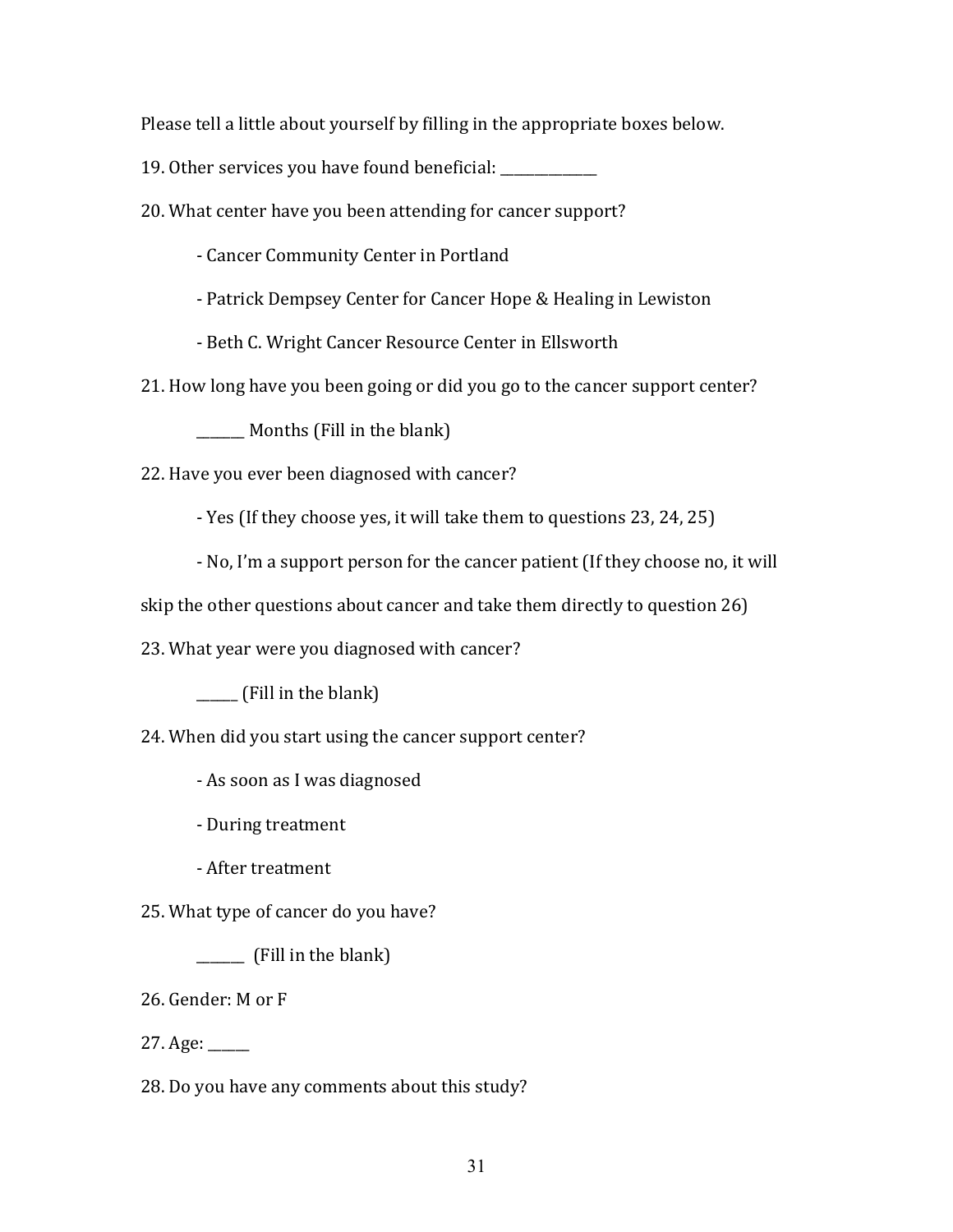Please tell a little about yourself by filling in the appropriate boxes below.

19. Other services you have found beneficial: _______________

20. What center have you been attending for cancer support?

    - Cancer Community Center in Portland

    - Patrick Dempsey Center for Cancer Hope & Healing in Lewiston

    - Beth C. Wright Cancer Resource Center in Ellsworth

21. How long have you been going or did you go to the cancer support center?

    _______ Months (Fill in the blank)

22. Have you ever been diagnosed with cancer?

    - Yes (If they choose yes, it will take them to questions 23, 24, 25)

    - No, I'm a support person for the cancer patient (If they choose no, it will skip the other questions about cancer and take them directly to question 26)

23. What year were you diagnosed with cancer?

    ______ (Fill in the blank)

24. When did you start using the cancer support center?

    - As soon as I was diagnosed

    - During treatment

    - After treatment

25. What type of cancer do you have?

    _______ (Fill in the blank)

26. Gender: M or F

27. Age: ______

28. Do you have any comments about this study?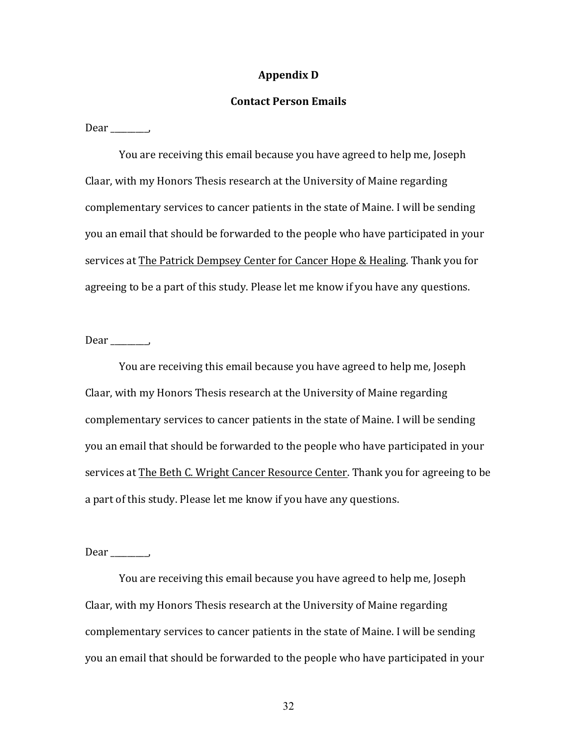## Appendix D

## Contact Person Emails

Dear _________,

You are receiving this email because you have agreed to help me, Joseph Claar, with my Honors Thesis research at the University of Maine regarding complementary services to cancer patients in the state of Maine. I will be sending you an email that should be forwarded to the people who have participated in your services at The Patrick Dempsey Center for Cancer Hope & Healing. Thank you for agreeing to be a part of this study. Please let me know if you have any questions.

Dear _________,

You are receiving this email because you have agreed to help me, Joseph Claar, with my Honors Thesis research at the University of Maine regarding complementary services to cancer patients in the state of Maine. I will be sending you an email that should be forwarded to the people who have participated in your services at The Beth C. Wright Cancer Resource Center. Thank you for agreeing to be a part of this study. Please let me know if you have any questions.

Dear _________,

You are receiving this email because you have agreed to help me, Joseph Claar, with my Honors Thesis research at the University of Maine regarding complementary services to cancer patients in the state of Maine. I will be sending you an email that should be forwarded to the people who have participated in your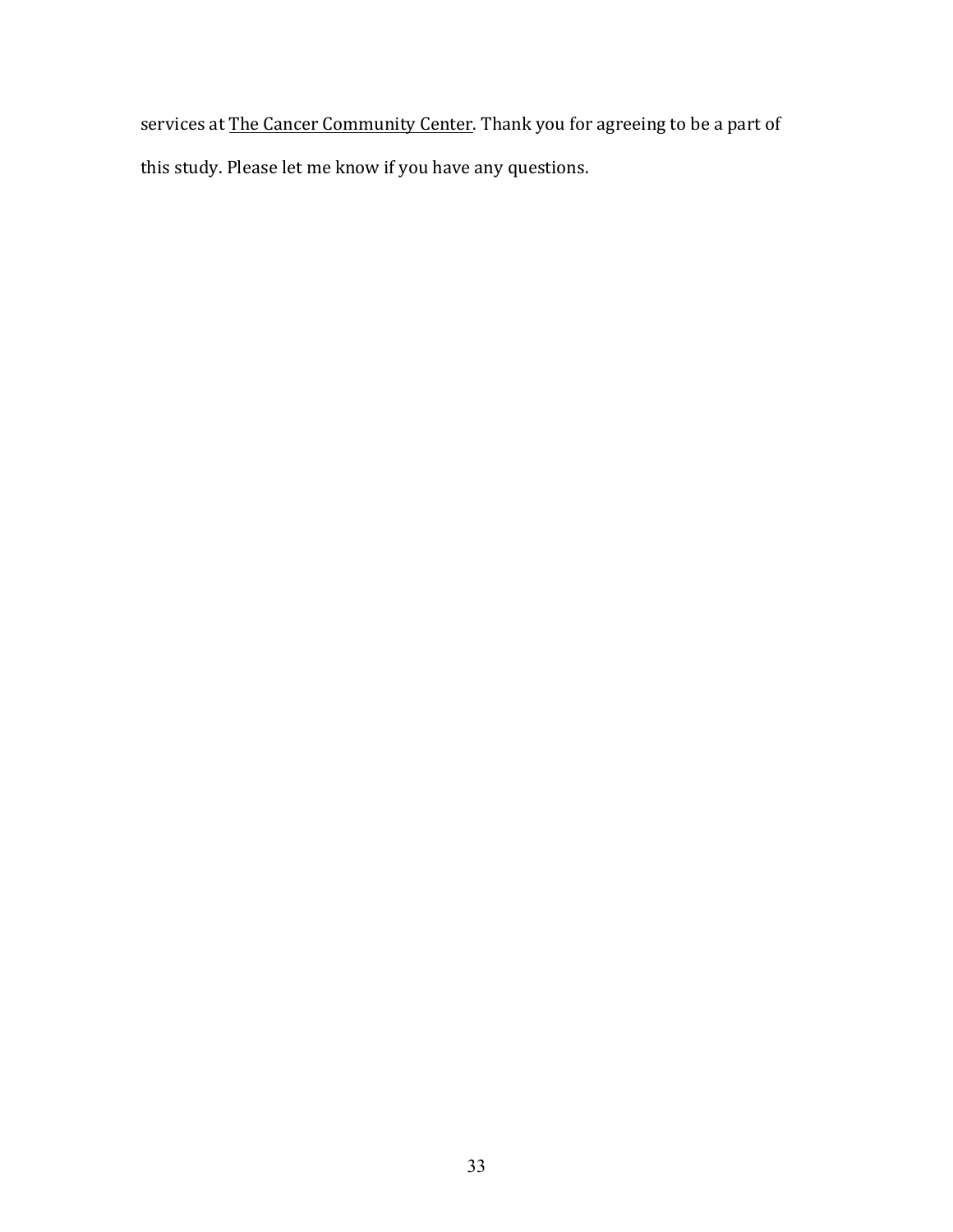services at <u>The Cancer Community Center</u>. Thank you for agreeing to be a part of this study. Please let me know if you have any questions.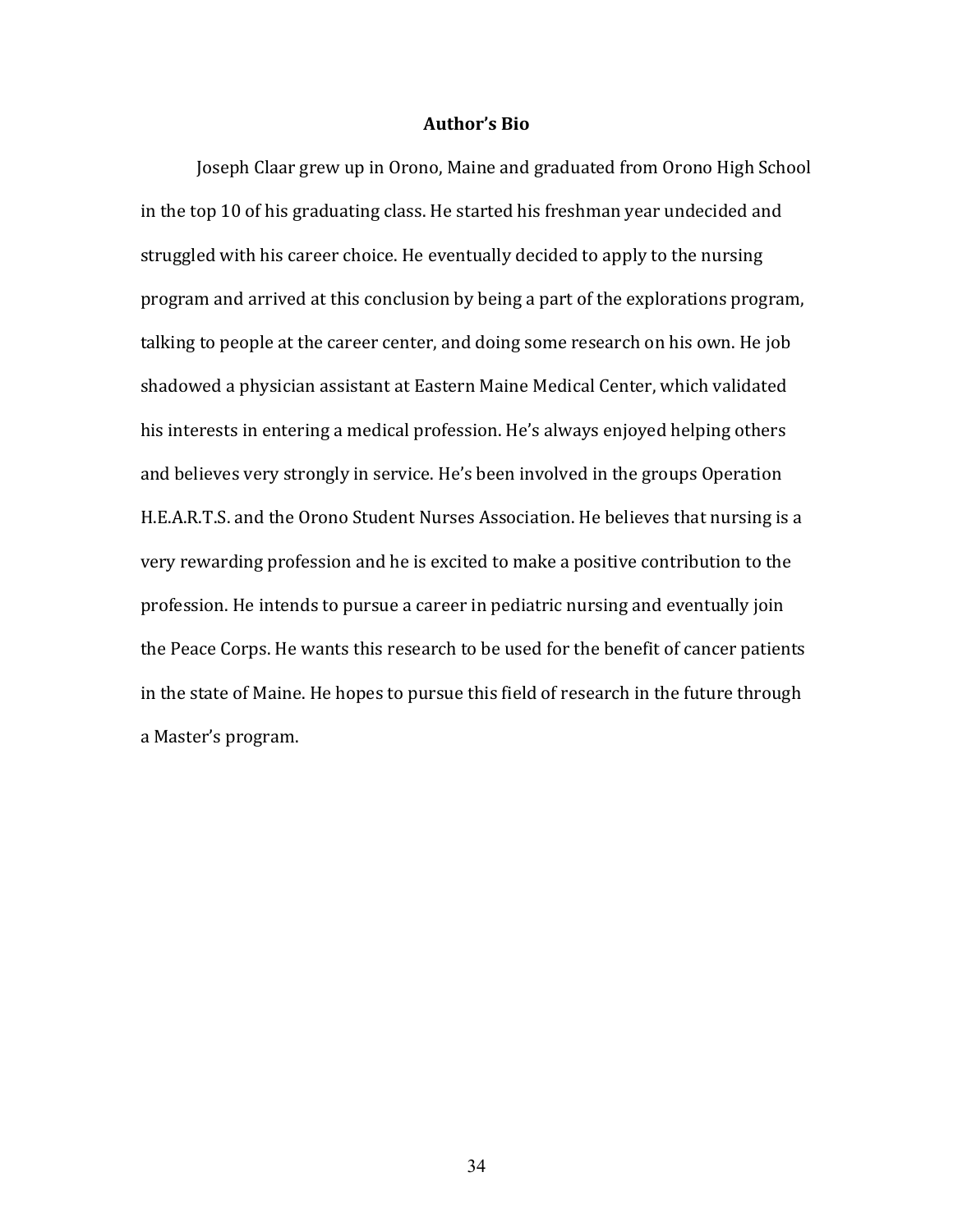## Author's Bio

Joseph Claar grew up in Orono, Maine and graduated from Orono High School in the top 10 of his graduating class. He started his freshman year undecided and struggled with his career choice. He eventually decided to apply to the nursing program and arrived at this conclusion by being a part of the explorations program, talking to people at the career center, and doing some research on his own. He job shadowed a physician assistant at Eastern Maine Medical Center, which validated his interests in entering a medical profession. He's always enjoyed helping others and believes very strongly in service. He's been involved in the groups Operation H.E.A.R.T.S. and the Orono Student Nurses Association. He believes that nursing is a very rewarding profession and he is excited to make a positive contribution to the profession. He intends to pursue a career in pediatric nursing and eventually join the Peace Corps. He wants this research to be used for the benefit of cancer patients in the state of Maine. He hopes to pursue this field of research in the future through a Master's program.